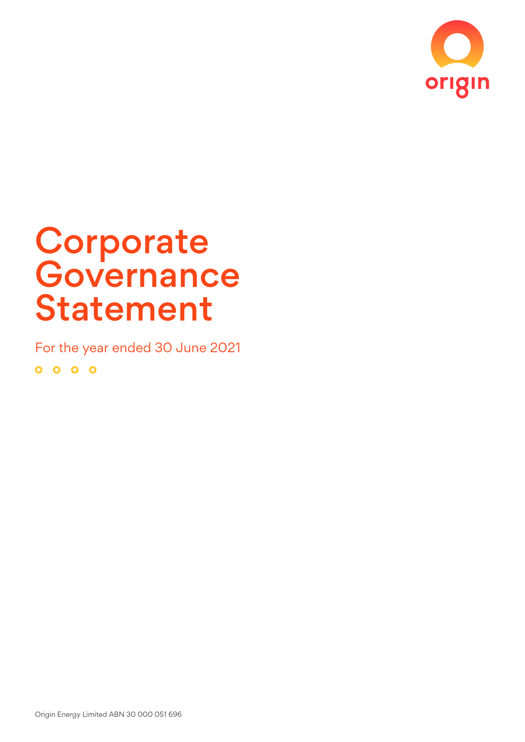# Corporate Governance Statement

For the year ended 30 June 2021

Origin Energy Limited ABN 30 000 051 696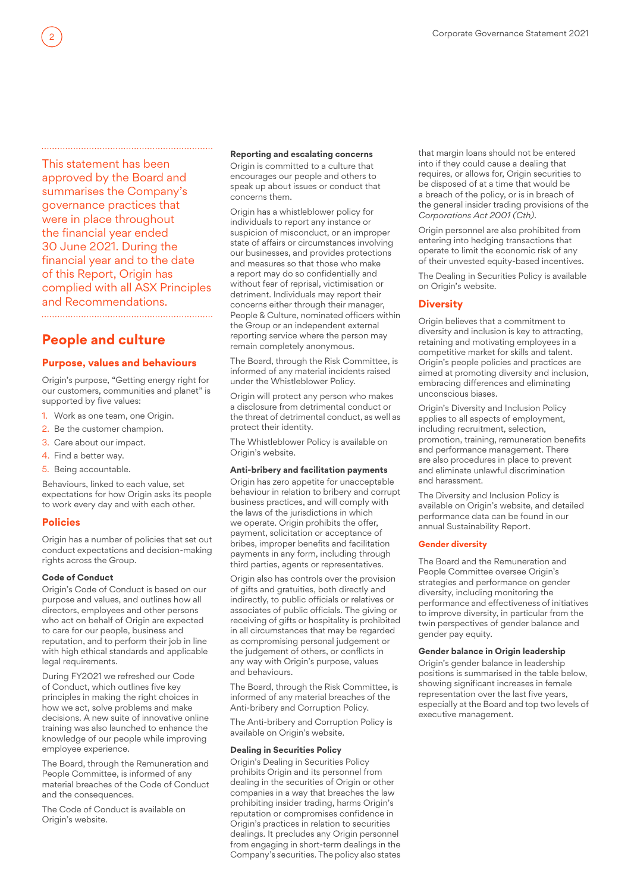This statement has been approved by the Board and summarises the Company's governance practices that were in place throughout the financial year ended 30 June 2021. During the financial year and to the date of this Report, Origin has complied with all ASX Principles and Recommendations.

## People and culture

### Purpose, values and behaviours

Origin's purpose, "Getting energy right for our customers, communities and planet" is supported by five values:

1. Work as one team, one Origin.
2. Be the customer champion.
3. Care about our impact.
4. Find a better way.
5. Being accountable.

Behaviours, linked to each value, set expectations for how Origin asks its people to work every day and with each other.

### Policies

Origin has a number of policies that set out conduct expectations and decision-making rights across the Group.

**Code of Conduct**

Origin's Code of Conduct is based on our purpose and values, and outlines how all directors, employees and other persons who act on behalf of Origin are expected to care for our people, business and reputation, and to perform their job in line with high ethical standards and applicable legal requirements.

During FY2021 we refreshed our Code of Conduct, which outlines five key principles in making the right choices in how we act, solve problems and make decisions. A new suite of innovative online training was also launched to enhance the knowledge of our people while improving employee experience.

The Board, through the Remuneration and People Committee, is informed of any material breaches of the Code of Conduct and the consequences.

The Code of Conduct is available on Origin's website.

**Reporting and escalating concerns**

Origin is committed to a culture that encourages our people and others to speak up about issues or conduct that concerns them.

Origin has a whistleblower policy for individuals to report any instance or suspicion of misconduct, or an improper state of affairs or circumstances involving our businesses, and provides protections and measures so that those who make a report may do so confidentially and without fear of reprisal, victimisation or detriment. Individuals may report their concerns either through their manager, People & Culture, nominated officers within the Group or an independent external reporting service where the person may remain completely anonymous.

The Board, through the Risk Committee, is informed of any material incidents raised under the Whistleblower Policy.

Origin will protect any person who makes a disclosure from detrimental conduct or the threat of detrimental conduct, as well as protect their identity.

The Whistleblower Policy is available on Origin's website.

**Anti-bribery and facilitation payments**

Origin has zero appetite for unacceptable behaviour in relation to bribery and corrupt business practices, and will comply with the laws of the jurisdictions in which we operate. Origin prohibits the offer, payment, solicitation or acceptance of bribes, improper benefits and facilitation payments in any form, including through third parties, agents or representatives.

Origin also has controls over the provision of gifts and gratuities, both directly and indirectly, to public officials or relatives or associates of public officials. The giving or receiving of gifts or hospitality is prohibited in all circumstances that may be regarded as compromising personal judgement or the judgement of others, or conflicts in any way with Origin's purpose, values and behaviours.

The Board, through the Risk Committee, is informed of any material breaches of the Anti-bribery and Corruption Policy.

The Anti-bribery and Corruption Policy is available on Origin's website.

**Dealing in Securities Policy**

Origin's Dealing in Securities Policy prohibits Origin and its personnel from dealing in the securities of Origin or other companies in a way that breaches the law prohibiting insider trading, harms Origin's reputation or compromises confidence in Origin's practices in relation to securities dealings. It precludes any Origin personnel from engaging in short-term dealings in the Company's securities. The policy also states that margin loans should not be entered into if they could cause a dealing that requires, or allows for, Origin securities to be disposed of at a time that would be a breach of the policy, or is in breach of the general insider trading provisions of the *Corporations Act 2001 (Cth)*.

Origin personnel are also prohibited from entering into hedging transactions that operate to limit the economic risk of any of their unvested equity-based incentives.

The Dealing in Securities Policy is available on Origin's website.

### Diversity

Origin believes that a commitment to diversity and inclusion is key to attracting, retaining and motivating employees in a competitive market for skills and talent. Origin's people policies and practices are aimed at promoting diversity and inclusion, embracing differences and eliminating unconscious biases.

Origin's Diversity and Inclusion Policy applies to all aspects of employment, including recruitment, selection, promotion, training, remuneration benefits and performance management. There are also procedures in place to prevent and eliminate unlawful discrimination and harassment.

The Diversity and Inclusion Policy is available on Origin's website, and detailed performance data can be found in our annual Sustainability Report.

#### Gender diversity

The Board and the Remuneration and People Committee oversee Origin's strategies and performance on gender diversity, including monitoring the performance and effectiveness of initiatives to improve diversity, in particular from the twin perspectives of gender balance and gender pay equity.

**Gender balance in Origin leadership**

Origin's gender balance in leadership positions is summarised in the table below, showing significant increases in female representation over the last five years, especially at the Board and top two levels of executive management.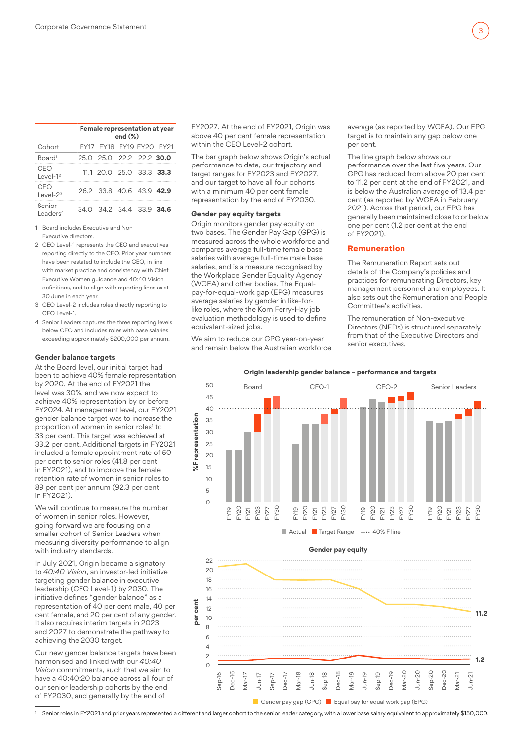| | Female representation at year end (%) | | | | |
|---|---|---|---|---|---|
| Cohort | FY17 | FY18 | FY19 | FY20 | FY21 |
| Board[1] | 25.0 | 25.0 | 22.2 | 22.2 | **30.0** |
| CEO Level-1[2] | 11.1 | 20.0 | 25.0 | 33.3 | **33.3** |
| CEO Level-2[3] | 26.2 | 33.8 | 40.6 | 43.9 | **42.9** |
| Senior Leaders[4] | 34.0 | 34.2 | 34.4 | 33.9 | **34.6** |

1 Board includes Executive and Non Executive directors.

2 CEO Level-1 represents the CEO and executives reporting directly to the CEO. Prior year numbers have been restated to include the CEO, in line with market practice and consistency with Chief Executive Women guidance and 40:40 Vision definitions, and to align with reporting lines as at 30 June in each year.

3 CEO Level-2 includes roles directly reporting to CEO Level-1.

4 Senior Leaders captures the three reporting levels below CEO and includes roles with base salaries exceeding approximately $200,000 per annum.

### Gender balance targets

At the Board level, our initial target had been to achieve 40% female representation by 2020. At the end of FY2021 the level was 30%, and we now expect to achieve 40% representation by or before FY2024. At management level, our FY2021 gender balance target was to increase the proportion of women in senior roles[1] to 33 per cent. This target was achieved at 33.2 per cent. Additional targets in FY2021 included a female appointment rate of 50 per cent to senior roles (41.8 per cent in FY2021), and to improve the female retention rate of women in senior roles to 89 per cent per annum (92.3 per cent in FY2021).

We will continue to measure the number of women in senior roles. However, going forward we are focusing on a smaller cohort of Senior Leaders when measuring diversity performance to align with industry standards.

In July 2021, Origin became a signatory to *40:40 Vision*, an investor-led initiative targeting gender balance in executive leadership (CEO Level-1) by 2030. The initiative defines "gender balance" as a representation of 40 per cent male, 40 per cent female, and 20 per cent of any gender. It also requires interim targets in 2023 and 2027 to demonstrate the pathway to achieving the 2030 target.

Our new gender balance targets have been harmonised and linked with our *40:40 Vision* commitments, such that we aim to have a 40:40:20 balance across all four of our senior leadership cohorts by the end of FY2030, and generally by the end of FY2027. At the end of FY2021, Origin was above 40 per cent female representation within the CEO Level-2 cohort.

The bar graph below shows Origin's actual performance to date, our trajectory and target ranges for FY2023 and FY2027, and our target to have all four cohorts with a minimum 40 per cent female representation by the end of FY2030.

### Gender pay equity targets

Origin monitors gender pay equity on two bases. The Gender Pay Gap (GPG) is measured across the whole workforce and compares average full-time female base salaries with average full-time male base salaries, and is a measure recognised by the Workplace Gender Equality Agency (WGEA) and other bodies. The Equal-pay-for-equal-work gap (EPG) measures average salaries by gender in like-for-like roles, where the Korn Ferry-Hay job evaluation methodology is used to define equivalent-sized jobs.

We aim to reduce our GPG year-on-year and remain below the Australian workforce average (as reported by WGEA). Our EPG target is to maintain any gap below one per cent.

The line graph below shows our performance over the last five years. Our GPG has reduced from above 20 per cent to 11.2 per cent at the end of FY2021, and is below the Australian average of 13.4 per cent (as reported by WGEA in February 2021). Across that period, our EPG has generally been maintained close to or below one per cent (1.2 per cent at the end of FY2021).

## Remuneration

The Remuneration Report sets out details of the Company's policies and practices for remunerating Directors, key management personnel and employees. It also sets out the Remuneration and People Committee's activities.

The remuneration of Non-executive Directors (NEDs) is structured separately from that of the Executive Directors and senior executives.

**Origin leadership gender balance – performance and targets**

**Gender pay equity**

[1] Senior roles in FY2021 and prior years represented a different and larger cohort to the senior leader category, with a lower base salary equivalent to approximately $150,000.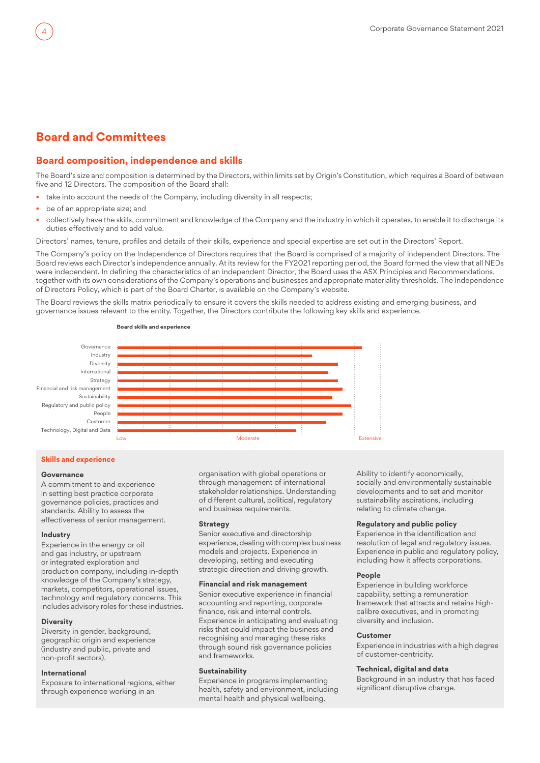# Board and Committees

## Board composition, independence and skills

The Board's size and composition is determined by the Directors, within limits set by Origin's Constitution, which requires a Board of between five and 12 Directors. The composition of the Board shall:

- take into account the needs of the Company, including diversity in all respects;
- be of an appropriate size; and
- collectively have the skills, commitment and knowledge of the Company and the industry in which it operates, to enable it to discharge its duties effectively and to add value.

Directors' names, tenure, profiles and details of their skills, experience and special expertise are set out in the Directors' Report.

The Company's policy on the Independence of Directors requires that the Board is comprised of a majority of independent Directors. The Board reviews each Director's independence annually. At its review for the FY2021 reporting period, the Board formed the view that all NEDs were independent. In defining the characteristics of an independent Director, the Board uses the ASX Principles and Recommendations, together with its own considerations of the Company's operations and businesses and appropriate materiality thresholds. The Independence of Directors Policy, which is part of the Board Charter, is available on the Company's website.

The Board reviews the skills matrix periodically to ensure it covers the skills needed to address existing and emerging business, and governance issues relevant to the entity. Together, the Directors contribute the following key skills and experience.

**Board skills and experience**

Governance
Industry
Diversity
International
Strategy
Financial and risk management
Sustainability
Regulatory and public policy
People
Customer
Technology, Digital and Data

Low — Moderate — Extensive

### Skills and experience

**Governance**
A commitment to and experience in setting best practice corporate governance policies, practices and standards. Ability to assess the effectiveness of senior management.

**Industry**
Experience in the energy or oil and gas industry, or upstream or integrated exploration and production company, including in-depth knowledge of the Company's strategy, markets, competitors, operational issues, technology and regulatory concerns. This includes advisory roles for these industries.

**Diversity**
Diversity in gender, background, geographic origin and experience (industry and public, private and non-profit sectors).

**International**
Exposure to international regions, either through experience working in an organisation with global operations or through management of international stakeholder relationships. Understanding of different cultural, political, regulatory and business requirements.

**Strategy**
Senior executive and directorship experience, dealing with complex business models and projects. Experience in developing, setting and executing strategic direction and driving growth.

**Financial and risk management**
Senior executive experience in financial accounting and reporting, corporate finance, risk and internal controls. Experience in anticipating and evaluating risks that could impact the business and recognising and managing these risks through sound risk governance policies and frameworks.

**Sustainability**
Experience in programs implementing health, safety and environment, including mental health and physical wellbeing. Ability to identify economically, socially and environmentally sustainable developments and to set and monitor sustainability aspirations, including relating to climate change.

**Regulatory and public policy**
Experience in the identification and resolution of legal and regulatory issues. Experience in public and regulatory policy, including how it affects corporations.

**People**
Experience in building workforce capability, setting a remuneration framework that attracts and retains high-calibre executives, and in promoting diversity and inclusion.

**Customer**
Experience in industries with a high degree of customer-centricity.

**Technical, digital and data**
Background in an industry that has faced significant disruptive change.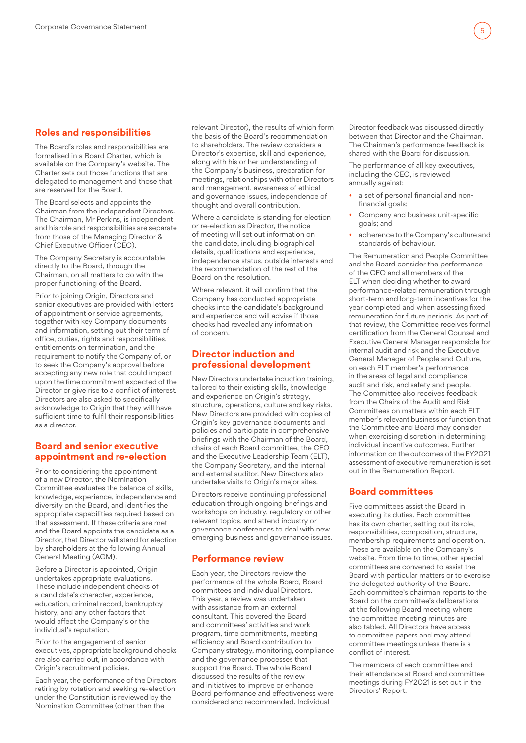## Roles and responsibilities

The Board's roles and responsibilities are formalised in a Board Charter, which is available on the Company's website. The Charter sets out those functions that are delegated to management and those that are reserved for the Board.

The Board selects and appoints the Chairman from the independent Directors. The Chairman, Mr Perkins, is independent and his role and responsibilities are separate from those of the Managing Director & Chief Executive Officer (CEO).

The Company Secretary is accountable directly to the Board, through the Chairman, on all matters to do with the proper functioning of the Board.

Prior to joining Origin, Directors and senior executives are provided with letters of appointment or service agreements, together with key Company documents and information, setting out their term of office, duties, rights and responsibilities, entitlements on termination, and the requirement to notify the Company of, or to seek the Company's approval before accepting any new role that could impact upon the time commitment expected of the Director or give rise to a conflict of interest. Directors are also asked to specifically acknowledge to Origin that they will have sufficient time to fulfil their responsibilities as a director.

## Board and senior executive appointment and re-election

Prior to considering the appointment of a new Director, the Nomination Committee evaluates the balance of skills, knowledge, experience, independence and diversity on the Board, and identifies the appropriate capabilities required based on that assessment. If these criteria are met and the Board appoints the candidate as a Director, that Director will stand for election by shareholders at the following Annual General Meeting (AGM).

Before a Director is appointed, Origin undertakes appropriate evaluations. These include independent checks of a candidate's character, experience, education, criminal record, bankruptcy history, and any other factors that would affect the Company's or the individual's reputation.

Prior to the engagement of senior executives, appropriate background checks are also carried out, in accordance with Origin's recruitment policies.

Each year, the performance of the Directors retiring by rotation and seeking re-election under the Constitution is reviewed by the Nomination Committee (other than the relevant Director), the results of which form the basis of the Board's recommendation to shareholders. The review considers a Director's expertise, skill and experience, along with his or her understanding of the Company's business, preparation for meetings, relationships with other Directors and management, awareness of ethical and governance issues, independence of thought and overall contribution.

Where a candidate is standing for election or re-election as Director, the notice of meeting will set out information on the candidate, including biographical details, qualifications and experience, independence status, outside interests and the recommendation of the rest of the Board on the resolution.

Where relevant, it will confirm that the Company has conducted appropriate checks into the candidate's background and experience and will advise if those checks had revealed any information of concern.

## Director induction and professional development

New Directors undertake induction training, tailored to their existing skills, knowledge and experience on Origin's strategy, structure, operations, culture and key risks. New Directors are provided with copies of Origin's key governance documents and policies and participate in comprehensive briefings with the Chairman of the Board, chairs of each Board committee, the CEO and the Executive Leadership Team (ELT), the Company Secretary, and the internal and external auditor. New Directors also undertake visits to Origin's major sites.

Directors receive continuing professional education through ongoing briefings and workshops on industry, regulatory or other relevant topics, and attend industry or governance conferences to deal with new emerging business and governance issues.

## Performance review

Each year, the Directors review the performance of the whole Board, Board committees and individual Directors. This year, a review was undertaken with assistance from an external consultant. This covered the Board and committees' activities and work program, time commitments, meeting efficiency and Board contribution to Company strategy, monitoring, compliance and the governance processes that support the Board. The whole Board discussed the results of the review and initiatives to improve or enhance Board performance and effectiveness were considered and recommended. Individual Director feedback was discussed directly between that Director and the Chairman. The Chairman's performance feedback is shared with the Board for discussion.

The performance of all key executives, including the CEO, is reviewed annually against:

- a set of personal financial and non-financial goals;
- Company and business unit-specific goals; and
- adherence to the Company's culture and standards of behaviour.

The Remuneration and People Committee and the Board consider the performance of the CEO and all members of the ELT when deciding whether to award performance-related remuneration through short-term and long-term incentives for the year completed and when assessing fixed remuneration for future periods. As part of that review, the Committee receives formal certification from the General Counsel and Executive General Manager responsible for internal audit and risk and the Executive General Manager of People and Culture, on each ELT member's performance in the areas of legal and compliance, audit and risk, and safety and people. The Committee also receives feedback from the Chairs of the Audit and Risk Committees on matters within each ELT member's relevant business or function that the Committee and Board may consider when exercising discretion in determining individual incentive outcomes. Further information on the outcomes of the FY2021 assessment of executive remuneration is set out in the Remuneration Report.

## Board committees

Five committees assist the Board in executing its duties. Each committee has its own charter, setting out its role, responsibilities, composition, structure, membership requirements and operation. These are available on the Company's website. From time to time, other special committees are convened to assist the Board with particular matters or to exercise the delegated authority of the Board. Each committee's chairman reports to the Board on the committee's deliberations at the following Board meeting where the committee meeting minutes are also tabled. All Directors have access to committee papers and may attend committee meetings unless there is a conflict of interest.

The members of each committee and their attendance at Board and committee meetings during FY2021 is set out in the Directors' Report.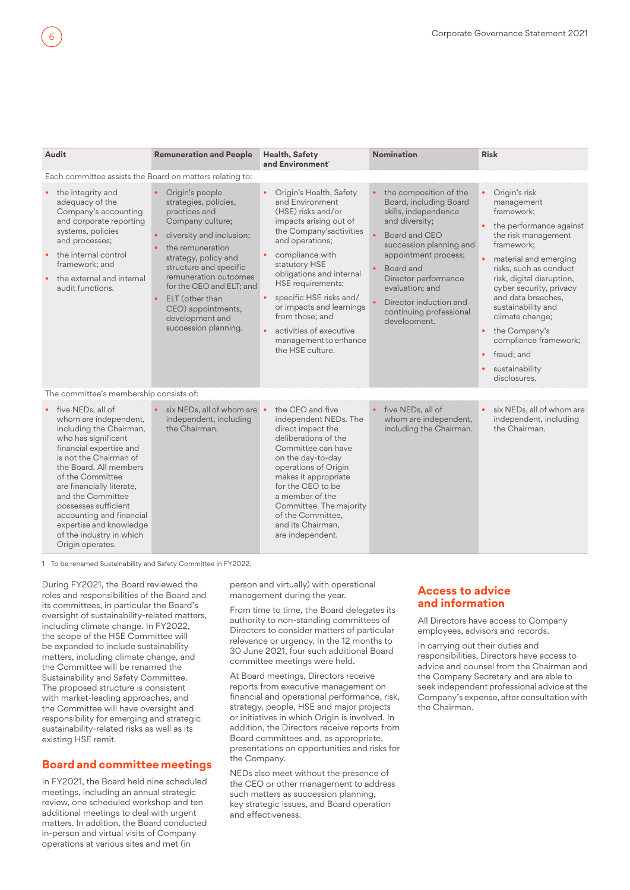| Audit | Remuneration and People | Health, Safety and Environment[1] | Nomination | Risk |
|---|---|---|---|---|
| Each committee assists the Board on matters relating to: | | | | |
| • the integrity and adequacy of the Company's accounting and corporate reporting systems, policies and processes;<br>• the internal control framework; and<br>• the external and internal audit functions. | • Origin's people strategies, policies, practices and Company culture;<br>• diversity and inclusion;<br>• the remuneration strategy, policy and structure and specific remuneration outcomes for the CEO and ELT; and<br>• ELT (other than CEO) appointments, development and succession planning. | • Origin's Health, Safety and Environment (HSE) risks and/or impacts arising out of the Company's activities and operations;<br>• compliance with statutory HSE obligations and internal HSE requirements;<br>• specific HSE risks and/or impacts and learnings from those; and<br>• activities of executive management to enhance the HSE culture. | • the composition of the Board, including Board skills, independence and diversity;<br>• Board and CEO succession planning and appointment process;<br>• Board and Director performance evaluation; and<br>• Director induction and continuing professional development. | • Origin's risk management framework;<br>• the performance against the risk management framework;<br>• material and emerging risks, such as conduct risk, digital disruption, cyber security, privacy and data breaches, sustainability and climate change;<br>• the Company's compliance framework;<br>• fraud; and<br>• sustainability disclosures. |
| The committee's membership consists of: | | | | |
| • five NEDs, all of whom are independent, including the Chairman, who has significant financial expertise and is not the Chairman of the Board. All members of the Committee are financially literate, and the Committee possesses sufficient accounting and financial expertise and knowledge of the industry in which Origin operates. | • six NEDs, all of whom are independent, including the Chairman. | • the CEO and five independent NEDs. The direct impact the deliberations of the Committee can have on the day-to-day operations of Origin makes it appropriate for the CEO to be a member of the Committee. The majority of the Committee, and its Chairman, are independent. | • five NEDs, all of whom are independent, including the Chairman. | • six NEDs, all of whom are independent, including the Chairman. |

1 To be renamed Sustainability and Safety Committee in FY2022.

During FY2021, the Board reviewed the roles and responsibilities of the Board and its committees, in particular the Board's oversight of sustainability-related matters, including climate change. In FY2022, the scope of the HSE Committee will be expanded to include sustainability matters, including climate change, and the Committee will be renamed the Sustainability and Safety Committee. The proposed structure is consistent with market-leading approaches, and the Committee will have oversight and responsibility for emerging and strategic sustainability-related risks as well as its existing HSE remit.

## Board and committee meetings

In FY2021, the Board held nine scheduled meetings, including an annual strategic review, one scheduled workshop and ten additional meetings to deal with urgent matters. In addition, the Board conducted in-person and virtual visits of Company operations at various sites and met (in person and virtually) with operational management during the year.

From time to time, the Board delegates its authority to non-standing committees of Directors to consider matters of particular relevance or urgency. In the 12 months to 30 June 2021, four such additional Board committee meetings were held.

At Board meetings, Directors receive reports from executive management on financial and operational performance, risk, strategy, people, HSE and major projects or initiatives in which Origin is involved. In addition, the Directors receive reports from Board committees and, as appropriate, presentations on opportunities and risks for the Company.

NEDs also meet without the presence of the CEO or other management to address such matters as succession planning, key strategic issues, and Board operation and effectiveness.

## Access to advice and information

All Directors have access to Company employees, advisors and records.

In carrying out their duties and responsibilities, Directors have access to advice and counsel from the Chairman and the Company Secretary and are able to seek independent professional advice at the Company's expense, after consultation with the Chairman.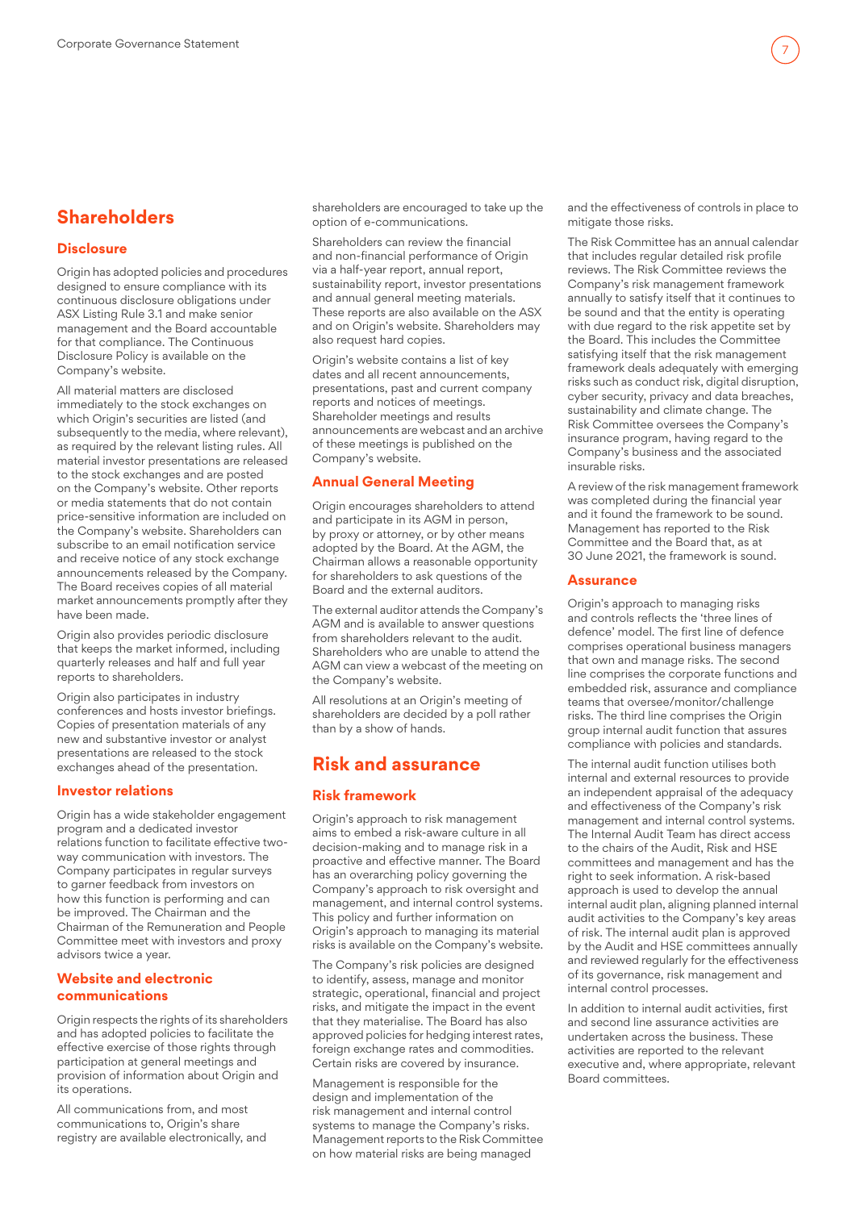## Shareholders

### Disclosure

Origin has adopted policies and procedures designed to ensure compliance with its continuous disclosure obligations under ASX Listing Rule 3.1 and make senior management and the Board accountable for that compliance. The Continuous Disclosure Policy is available on the Company's website.

All material matters are disclosed immediately to the stock exchanges on which Origin's securities are listed (and subsequently to the media, where relevant), as required by the relevant listing rules. All material investor presentations are released to the stock exchanges and are posted on the Company's website. Other reports or media statements that do not contain price-sensitive information are included on the Company's website. Shareholders can subscribe to an email notification service and receive notice of any stock exchange announcements released by the Company. The Board receives copies of all material market announcements promptly after they have been made.

Origin also provides periodic disclosure that keeps the market informed, including quarterly releases and half and full year reports to shareholders.

Origin also participates in industry conferences and hosts investor briefings. Copies of presentation materials of any new and substantive investor or analyst presentations are released to the stock exchanges ahead of the presentation.

### Investor relations

Origin has a wide stakeholder engagement program and a dedicated investor relations function to facilitate effective two-way communication with investors. The Company participates in regular surveys to garner feedback from investors on how this function is performing and can be improved. The Chairman and the Chairman of the Remuneration and People Committee meet with investors and proxy advisors twice a year.

### Website and electronic communications

Origin respects the rights of its shareholders and has adopted policies to facilitate the effective exercise of those rights through participation at general meetings and provision of information about Origin and its operations.

All communications from, and most communications to, Origin's share registry are available electronically, and shareholders are encouraged to take up the option of e-communications.

Shareholders can review the financial and non-financial performance of Origin via a half-year report, annual report, sustainability report, investor presentations and annual general meeting materials. These reports are also available on the ASX and on Origin's website. Shareholders may also request hard copies.

Origin's website contains a list of key dates and all recent announcements, presentations, past and current company reports and notices of meetings. Shareholder meetings and results announcements are webcast and an archive of these meetings is published on the Company's website.

### Annual General Meeting

Origin encourages shareholders to attend and participate in its AGM in person, by proxy or attorney, or by other means adopted by the Board. At the AGM, the Chairman allows a reasonable opportunity for shareholders to ask questions of the Board and the external auditors.

The external auditor attends the Company's AGM and is available to answer questions from shareholders relevant to the audit. Shareholders who are unable to attend the AGM can view a webcast of the meeting on the Company's website.

All resolutions at an Origin's meeting of shareholders are decided by a poll rather than by a show of hands.

## Risk and assurance

### Risk framework

Origin's approach to risk management aims to embed a risk-aware culture in all decision-making and to manage risk in a proactive and effective manner. The Board has an overarching policy governing the Company's approach to risk oversight and management, and internal control systems. This policy and further information on Origin's approach to managing its material risks is available on the Company's website.

The Company's risk policies are designed to identify, assess, manage and monitor strategic, operational, financial and project risks, and mitigate the impact in the event that they materialise. The Board has also approved policies for hedging interest rates, foreign exchange rates and commodities. Certain risks are covered by insurance.

Management is responsible for the design and implementation of the risk management and internal control systems to manage the Company's risks. Management reports to the Risk Committee on how material risks are being managed and the effectiveness of controls in place to mitigate those risks.

The Risk Committee has an annual calendar that includes regular detailed risk profile reviews. The Risk Committee reviews the Company's risk management framework annually to satisfy itself that it continues to be sound and that the entity is operating with due regard to the risk appetite set by the Board. This includes the Committee satisfying itself that the risk management framework deals adequately with emerging risks such as conduct risk, digital disruption, cyber security, privacy and data breaches, sustainability and climate change. The Risk Committee oversees the Company's insurance program, having regard to the Company's business and the associated insurable risks.

A review of the risk management framework was completed during the financial year and it found the framework to be sound. Management has reported to the Risk Committee and the Board that, as at 30 June 2021, the framework is sound.

### Assurance

Origin's approach to managing risks and controls reflects the 'three lines of defence' model. The first line of defence comprises operational business managers that own and manage risks. The second line comprises the corporate functions and embedded risk, assurance and compliance teams that oversee/monitor/challenge risks. The third line comprises the Origin group internal audit function that assures compliance with policies and standards.

The internal audit function utilises both internal and external resources to provide an independent appraisal of the adequacy and effectiveness of the Company's risk management and internal control systems. The Internal Audit Team has direct access to the chairs of the Audit, Risk and HSE committees and management and has the right to seek information. A risk-based approach is used to develop the annual internal audit plan, aligning planned internal audit activities to the Company's key areas of risk. The internal audit plan is approved by the Audit and HSE committees annually and reviewed regularly for the effectiveness of its governance, risk management and internal control processes.

In addition to internal audit activities, first and second line assurance activities are undertaken across the business. These activities are reported to the relevant executive and, where appropriate, relevant Board committees.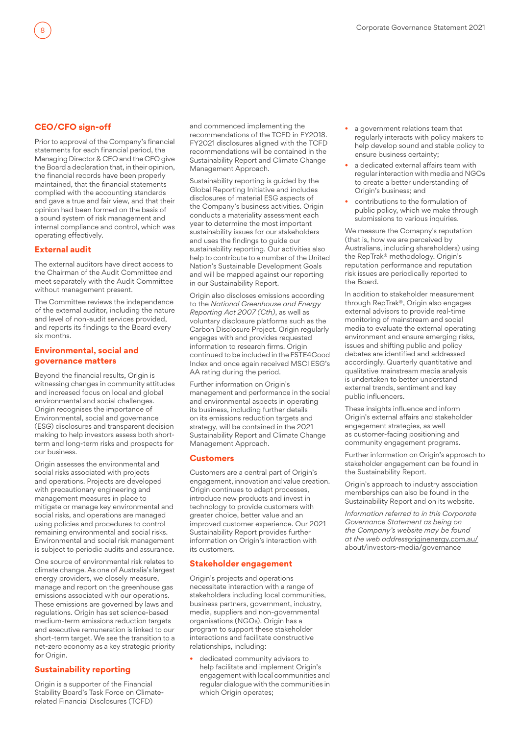## CEO/CFO sign-off

Prior to approval of the Company's financial statements for each financial period, the Managing Director & CEO and the CFO give the Board a declaration that, in their opinion, the financial records have been properly maintained, that the financial statements complied with the accounting standards and gave a true and fair view, and that their opinion had been formed on the basis of a sound system of risk management and internal compliance and control, which was operating effectively.

## External audit

The external auditors have direct access to the Chairman of the Audit Committee and meet separately with the Audit Committee without management present.

The Committee reviews the independence of the external auditor, including the nature and level of non-audit services provided, and reports its findings to the Board every six months.

## Environmental, social and governance matters

Beyond the financial results, Origin is witnessing changes in community attitudes and increased focus on local and global environmental and social challenges. Origin recognises the importance of Environmental, social and governance (ESG) disclosures and transparent decision making to help investors assess both short-term and long-term risks and prospects for our business.

Origin assesses the environmental and social risks associated with projects and operations. Projects are developed with precautionary engineering and management measures in place to mitigate or manage key environmental and social risks, and operations are managed using policies and procedures to control remaining environmental and social risks. Environmental and social risk management is subject to periodic audits and assurance.

One source of environmental risk relates to climate change. As one of Australia's largest energy providers, we closely measure, manage and report on the greenhouse gas emissions associated with our operations. These emissions are governed by laws and regulations. Origin has set science-based medium-term emissions reduction targets and executive remuneration is linked to our short-term target. We see the transition to a net-zero economy as a key strategic priority for Origin.

## Sustainability reporting

Origin is a supporter of the Financial Stability Board's Task Force on Climate-related Financial Disclosures (TCFD) and commenced implementing the recommendations of the TCFD in FY2018. FY2021 disclosures aligned with the TCFD recommendations will be contained in the Sustainability Report and Climate Change Management Approach.

Sustainability reporting is guided by the Global Reporting Initiative and includes disclosures of material ESG aspects of the Company's business activities. Origin conducts a materiality assessment each year to determine the most important sustainability issues for our stakeholders and uses the findings to guide our sustainability reporting. Our activities also help to contribute to a number of the United Nation's Sustainable Development Goals and will be mapped against our reporting in our Sustainability Report.

Origin also discloses emissions according to the *National Greenhouse and Energy Reporting Act 2007 (Cth)*, as well as voluntary disclosure platforms such as the Carbon Disclosure Project. Origin regularly engages with and provides requested information to research firms. Origin continued to be included in the FSTE4Good Index and once again received MSCI ESG's AA rating during the period.

Further information on Origin's management and performance in the social and environmental aspects in operating its business, including further details on its emissions reduction targets and strategy, will be contained in the 2021 Sustainability Report and Climate Change Management Approach.

## Customers

Customers are a central part of Origin's engagement, innovation and value creation. Origin continues to adapt processes, introduce new products and invest in technology to provide customers with greater choice, better value and an improved customer experience. Our 2021 Sustainability Report provides further information on Origin's interaction with its customers.

## Stakeholder engagement

Origin's projects and operations necessitate interaction with a range of stakeholders including local communities, business partners, government, industry, media, suppliers and non-governmental organisations (NGOs). Origin has a program to support these stakeholder interactions and facilitate constructive relationships, including:

- dedicated community advisors to help facilitate and implement Origin's engagement with local communities and regular dialogue with the communities in which Origin operates;
- a government relations team that regularly interacts with policy makers to help develop sound and stable policy to ensure business certainty;
- a dedicated external affairs team with regular interaction with media and NGOs to create a better understanding of Origin's business; and
- contributions to the formulation of public policy, which we make through submissions to various inquiries.

We measure the Comapny's reputation (that is, how we are perceived by Australians, including shareholders) using the RepTrak® methodology. Origin's reputation performance and reputation risk issues are periodically reported to the Board.

In addition to stakeholder measurement through RepTrak®, Origin also engages external advisors to provide real-time monitoring of mainstream and social media to evaluate the external operating environment and ensure emerging risks, issues and shifting public and policy debates are identified and addressed accordingly. Quarterly quantitative and qualitative mainstream media analysis is undertaken to better understand external trends, sentiment and key public influencers.

These insights influence and inform Origin's external affairs and stakeholder engagement strategies, as well as customer-facing positioning and community engagement programs.

Further information on Origin's approach to stakeholder engagement can be found in the Sustainability Report.

Origin's approach to industry association memberships can also be found in the Sustainability Report and on its website.

*Information referred to in this Corporate Governance Statement as being on the Company's website may be found at the web address*originenergy.com.au/about/investors-media/governance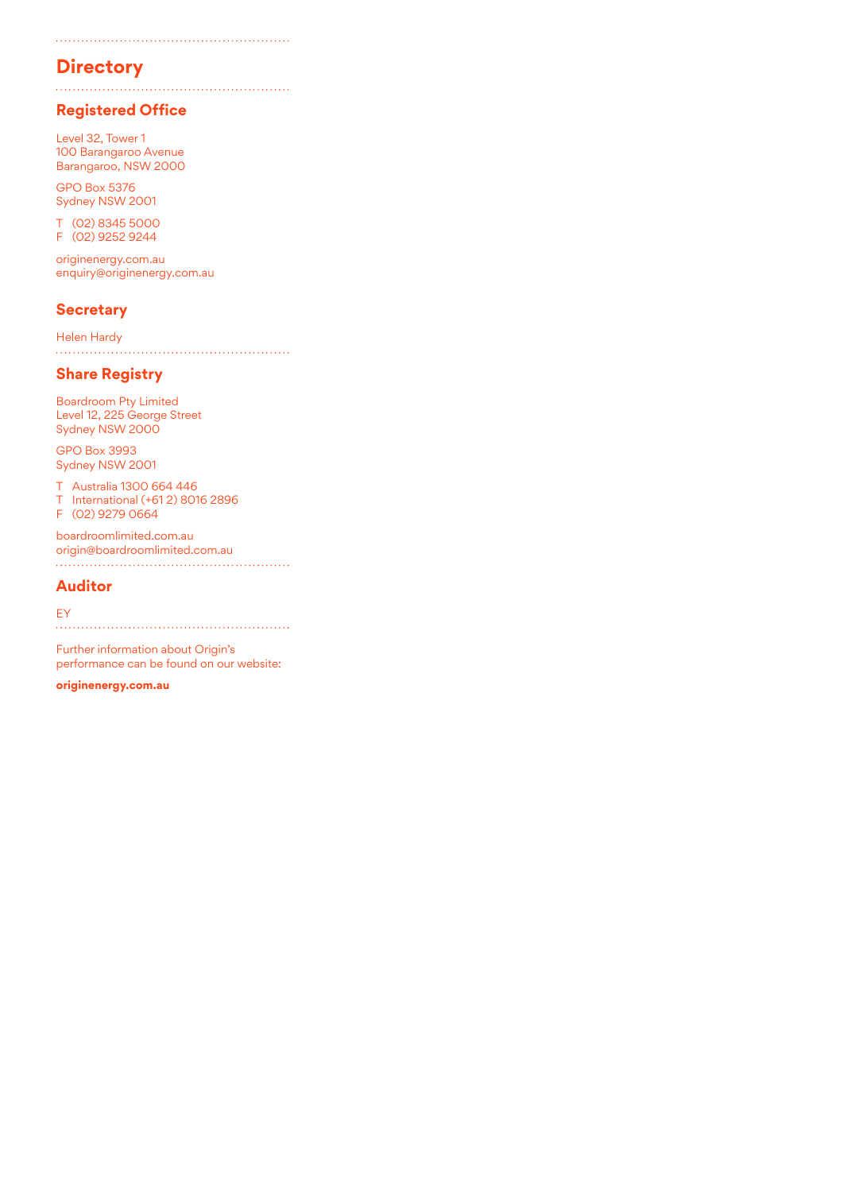# Directory

## Registered Office

Level 32, Tower 1
100 Barangaroo Avenue
Barangaroo, NSW 2000

GPO Box 5376
Sydney NSW 2001

T (02) 8345 5000
F (02) 9252 9244

originenergy.com.au
enquiry@originenergy.com.au

## Secretary

Helen Hardy

## Share Registry

Boardroom Pty Limited
Level 12, 225 George Street
Sydney NSW 2000

GPO Box 3993
Sydney NSW 2001

T Australia 1300 664 446
T International (+61 2) 8016 2896
F (02) 9279 0664

boardroomlimited.com.au
origin@boardroomlimited.com.au

## Auditor

EY

Further information about Origin's performance can be found on our website:

**originenergy.com.au**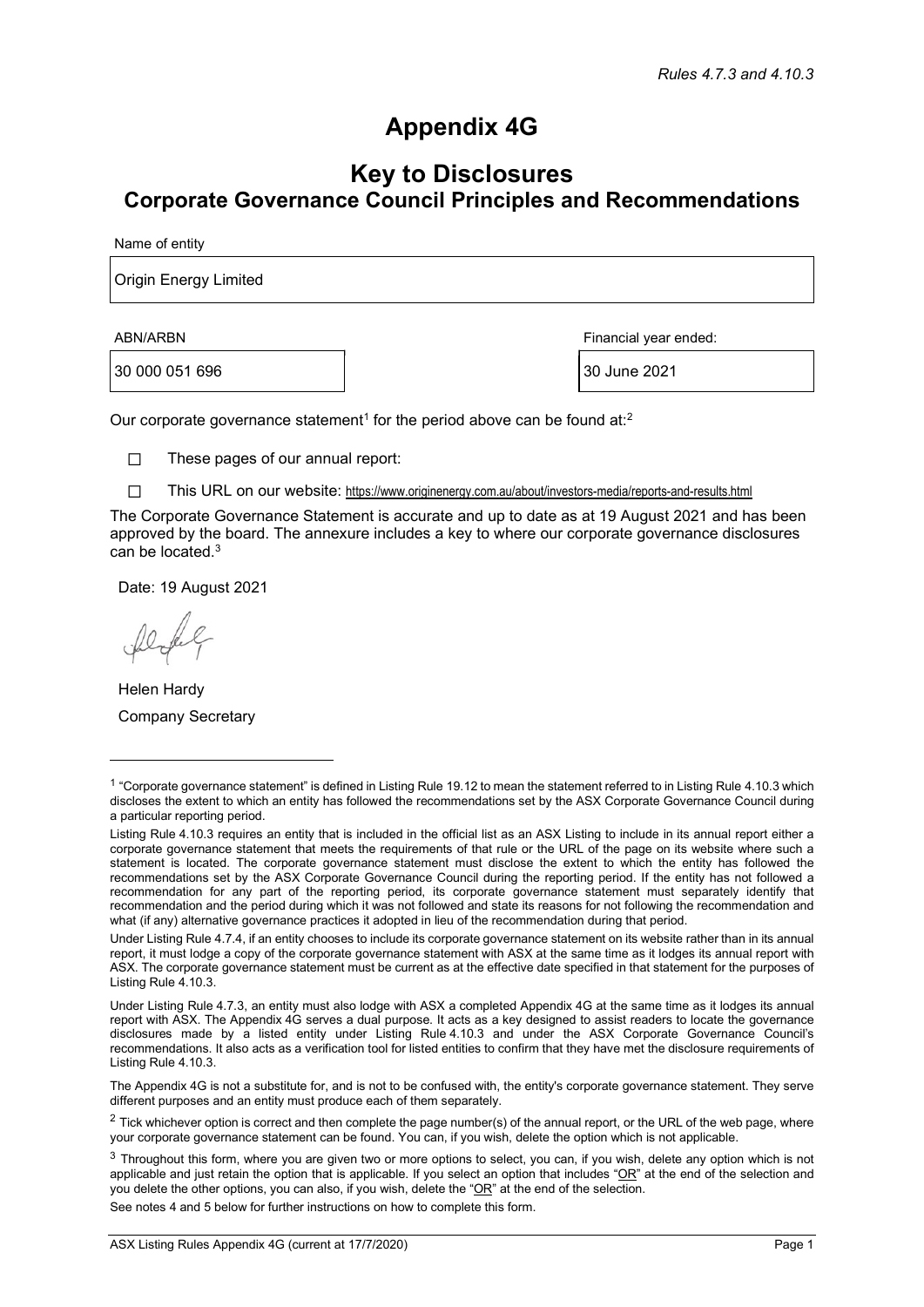*Rules 4.7.3 and 4.10.3*

# Appendix 4G

## Key to Disclosures
## Corporate Governance Council Principles and Recommendations

Name of entity

| Origin Energy Limited |
|---|

| ABN/ARBN | Financial year ended: |
|---|---|
| 30 000 051 696 | 30 June 2021 |

Our corporate governance statement[1] for the period above can be found at:[2]

☐ These pages of our annual report:

☐ This URL on our website: https://www.originenergy.com.au/about/investors-media/reports-and-results.html

The Corporate Governance Statement is accurate and up to date as at 19 August 2021 and has been approved by the board. The annexure includes a key to where our corporate governance disclosures can be located.[3]

Date: 19 August 2021

Helen Hardy
Company Secretary

---

[1] "Corporate governance statement" is defined in Listing Rule 19.12 to mean the statement referred to in Listing Rule 4.10.3 which discloses the extent to which an entity has followed the recommendations set by the ASX Corporate Governance Council during a particular reporting period.

Listing Rule 4.10.3 requires an entity that is included in the official list as an ASX Listing to include in its annual report either a corporate governance statement that meets the requirements of that rule or the URL of the page on its website where such a statement is located. The corporate governance statement must disclose the extent to which the entity has followed the recommendations set by the ASX Corporate Governance Council during the reporting period. If the entity has not followed a recommendation for any part of the reporting period, its corporate governance statement must separately identify that recommendation and the period during which it was not followed and state its reasons for not following the recommendation and what (if any) alternative governance practices it adopted in lieu of the recommendation during that period.

Under Listing Rule 4.7.4, if an entity chooses to include its corporate governance statement on its website rather than in its annual report, it must lodge a copy of the corporate governance statement with ASX at the same time as it lodges its annual report with ASX. The corporate governance statement must be current as at the effective date specified in that statement for the purposes of Listing Rule 4.10.3.

Under Listing Rule 4.7.3, an entity must also lodge with ASX a completed Appendix 4G at the same time as it lodges its annual report with ASX. The Appendix 4G serves a dual purpose. It acts as a key designed to assist readers to locate the governance disclosures made by a listed entity under Listing Rule 4.10.3 and under the ASX Corporate Governance Council's recommendations. It also acts as a verification tool for listed entities to confirm that they have met the disclosure requirements of Listing Rule 4.10.3.

The Appendix 4G is not a substitute for, and is not to be confused with, the entity's corporate governance statement. They serve different purposes and an entity must produce each of them separately.

[2] Tick whichever option is correct and then complete the page number(s) of the annual report, or the URL of the web page, where your corporate governance statement can be found. You can, if you wish, delete the option which is not applicable.

[3] Throughout this form, where you are given two or more options to select, you can, if you wish, delete any option which is not applicable and just retain the option that is applicable. If you select an option that includes "OR" at the end of the selection and you delete the other options, you can also, if you wish, delete the "OR" at the end of the selection.

See notes 4 and 5 below for further instructions on how to complete this form.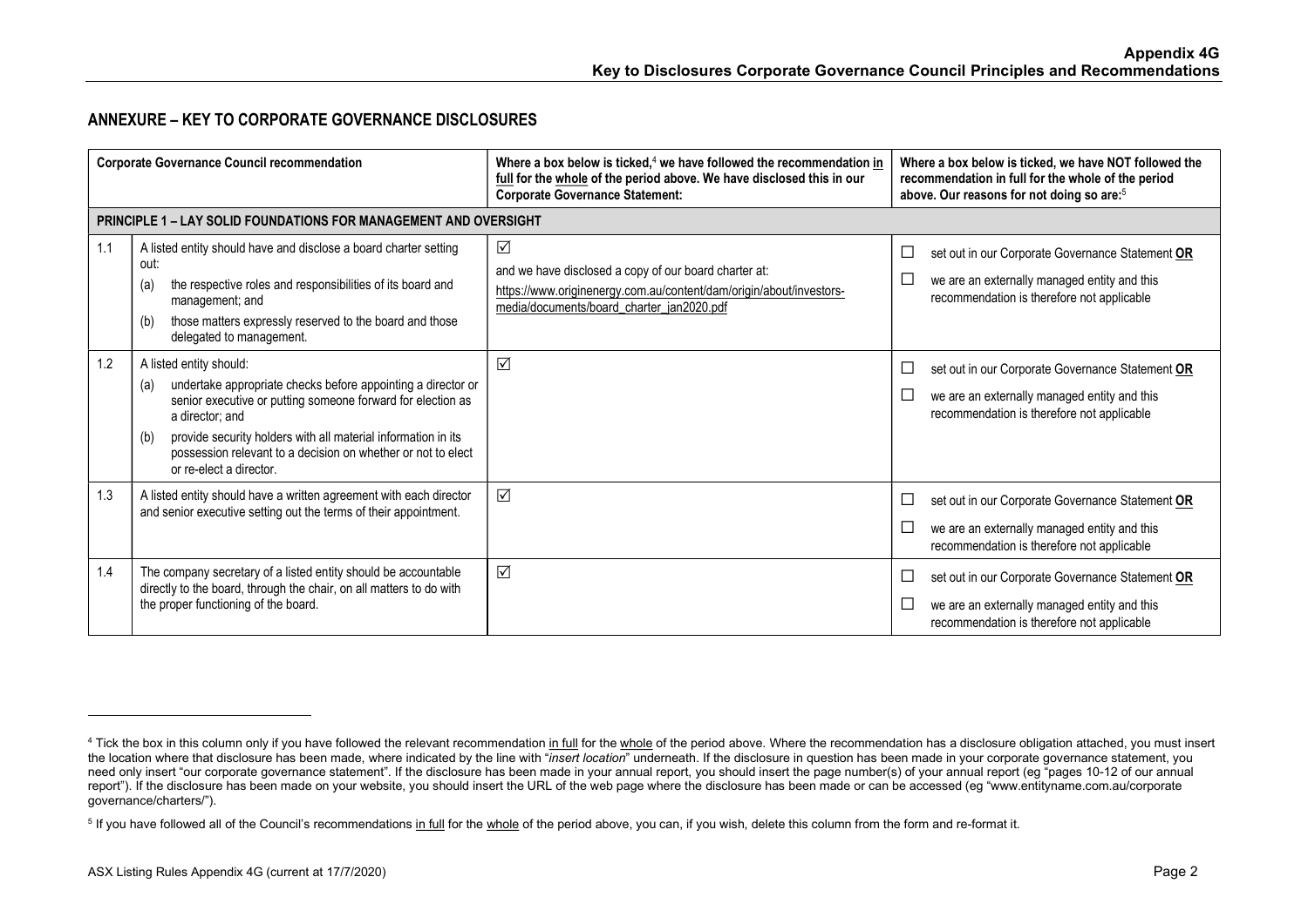## ANNEXURE – KEY TO CORPORATE GOVERNANCE DISCLOSURES

| | Corporate Governance Council recommendation | Where a box below is ticked,[4] we have followed the recommendation in full for the whole of the period above. We have disclosed this in our Corporate Governance Statement: | Where a box below is ticked, we have NOT followed the recommendation in full for the whole of the period above. Our reasons for not doing so are:[5] |
|---|---|---|---|
| **PRINCIPLE 1 – LAY SOLID FOUNDATIONS FOR MANAGEMENT AND OVERSIGHT** | | | |
| 1.1 | A listed entity should have and disclose a board charter setting out:<br>(a) the respective roles and responsibilities of its board and management; and<br>(b) those matters expressly reserved to the board and those delegated to management. | ☑<br>and we have disclosed a copy of our board charter at:<br>https://www.originenergy.com.au/content/dam/origin/about/investors-media/documents/board_charter_jan2020.pdf | ☐ set out in our Corporate Governance Statement **OR**<br>☐ we are an externally managed entity and this recommendation is therefore not applicable |
| 1.2 | A listed entity should:<br>(a) undertake appropriate checks before appointing a director or senior executive or putting someone forward for election as a director; and<br>(b) provide security holders with all material information in its possession relevant to a decision on whether or not to elect or re-elect a director. | ☑ | ☐ set out in our Corporate Governance Statement **OR**<br>☐ we are an externally managed entity and this recommendation is therefore not applicable |
| 1.3 | A listed entity should have a written agreement with each director and senior executive setting out the terms of their appointment. | ☑ | ☐ set out in our Corporate Governance Statement **OR**<br>☐ we are an externally managed entity and this recommendation is therefore not applicable |
| 1.4 | The company secretary of a listed entity should be accountable directly to the board, through the chair, on all matters to do with the proper functioning of the board. | ☑ | ☐ set out in our Corporate Governance Statement **OR**<br>☐ we are an externally managed entity and this recommendation is therefore not applicable |

[4] Tick the box in this column only if you have followed the relevant recommendation in full for the whole of the period above. Where the recommendation has a disclosure obligation attached, you must insert the location where that disclosure has been made, where indicated by the line with "*insert location*" underneath. If the disclosure in question has been made in your corporate governance statement, you need only insert "our corporate governance statement". If the disclosure has been made in your annual report, you should insert the page number(s) of your annual report (eg "pages 10-12 of our annual report"). If the disclosure has been made on your website, you should insert the URL of the web page where the disclosure has been made or can be accessed (eg "www.entityname.com.au/corporate governance/charters/").

[5] If you have followed all of the Council's recommendations in full for the whole of the period above, you can, if you wish, delete this column from the form and re-format it.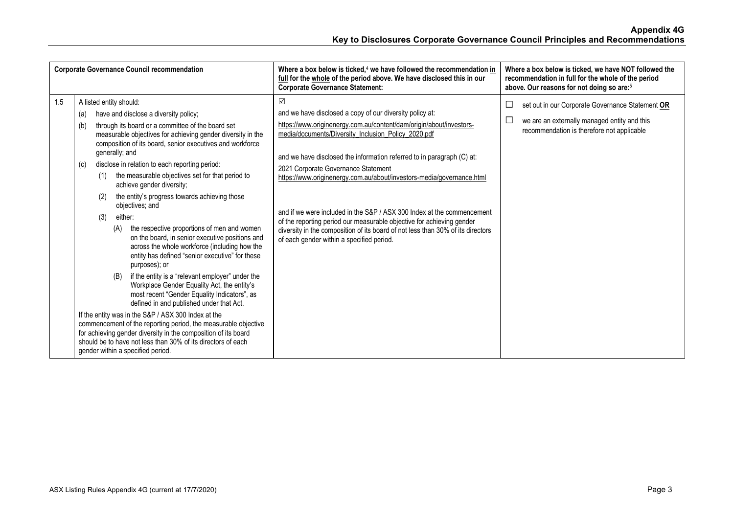| Corporate Governance Council recommendation | | Where a box below is ticked,[4] we have followed the recommendation <u>in full</u> for the <u>whole</u> of the period above. We have disclosed this in our Corporate Governance Statement: | Where a box below is ticked, we have NOT followed the recommendation in full for the whole of the period above. Our reasons for not doing so are:[5] |
|---|---|---|---|
| 1.5 | A listed entity should:<br>(a) have and disclose a diversity policy;<br>(b) through its board or a committee of the board set measurable objectives for achieving gender diversity in the composition of its board, senior executives and workforce generally; and<br>(c) disclose in relation to each reporting period:<br>(1) the measurable objectives set for that period to achieve gender diversity;<br>(2) the entity's progress towards achieving those objectives; and<br>(3) either:<br>(A) the respective proportions of men and women on the board, in senior executive positions and across the whole workforce (including how the entity has defined "senior executive" for these purposes); or<br>(B) if the entity is a "relevant employer" under the Workplace Gender Equality Act, the entity's most recent "Gender Equality Indicators", as defined in and published under that Act.<br>If the entity was in the S&P / ASX 300 Index at the commencement of the reporting period, the measurable objective for achieving gender diversity in the composition of its board should be to have not less than 30% of its directors of each gender within a specified period. | ☑<br>and we have disclosed a copy of our diversity policy at:<br>https://www.originenergy.com.au/content/dam/origin/about/investors-media/documents/Diversity_Inclusion_Policy_2020.pdf<br><br>and we have disclosed the information referred to in paragraph (C) at:<br>2021 Corporate Governance Statement<br>https://www.originenergy.com.au/about/investors-media/governance.html<br><br>and if we were included in the S&P / ASX 300 Index at the commencement of the reporting period our measurable objective for achieving gender diversity in the composition of its board of not less than 30% of its directors of each gender within a specified period. | ☐ set out in our Corporate Governance Statement **<u>OR</u>**<br>☐ we are an externally managed entity and this recommendation is therefore not applicable |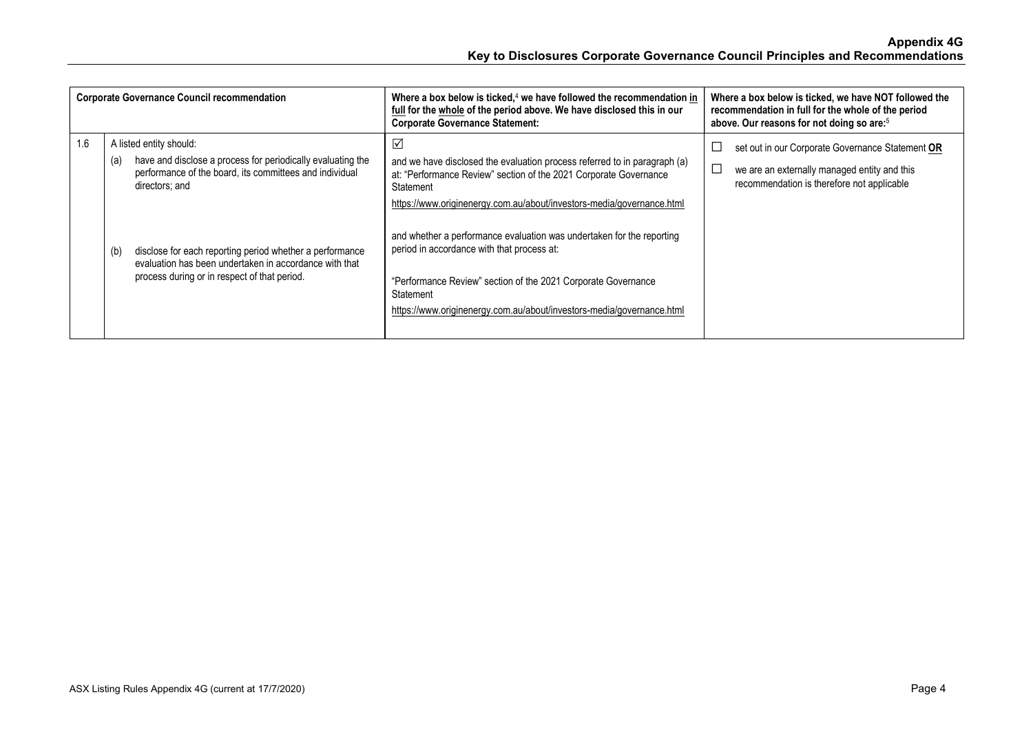| Corporate Governance Council recommendation | | Where a box below is ticked,[4] we have followed the recommendation in full for the whole of the period above. We have disclosed this in our Corporate Governance Statement: | Where a box below is ticked, we have NOT followed the recommendation in full for the whole of the period above. Our reasons for not doing so are:[5] |
|---|---|---|---|
| 1.6 | A listed entity should:<br>(a) have and disclose a process for periodically evaluating the performance of the board, its committees and individual directors; and<br><br>(b) disclose for each reporting period whether a performance evaluation has been undertaken in accordance with that process during or in respect of that period. | ☑<br>and we have disclosed the evaluation process referred to in paragraph (a) at: "Performance Review" section of the 2021 Corporate Governance Statement<br>https://www.originenergy.com.au/about/investors-media/governance.html<br><br>and whether a performance evaluation was undertaken for the reporting period in accordance with that process at:<br>"Performance Review" section of the 2021 Corporate Governance Statement<br>https://www.originenergy.com.au/about/investors-media/governance.html | ☐ set out in our Corporate Governance Statement **OR**<br>☐ we are an externally managed entity and this recommendation is therefore not applicable |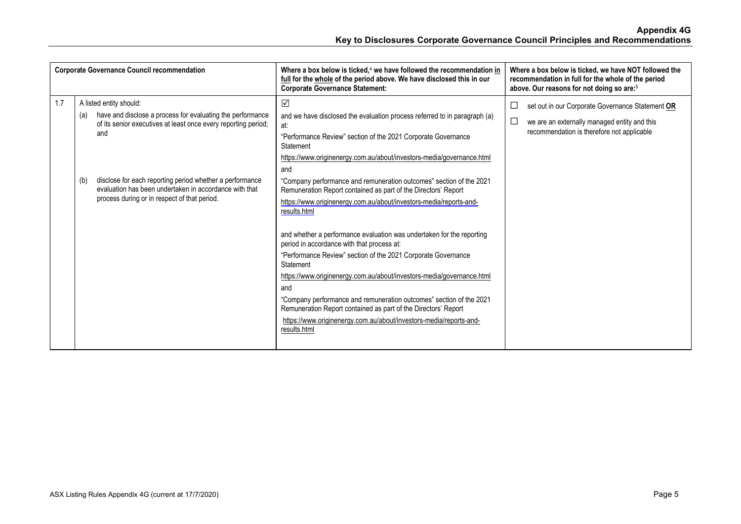| Corporate Governance Council recommendation | | Where a box below is ticked,[4] we have followed the recommendation **in full** for the **whole** of the period above. We have disclosed this in our Corporate Governance Statement: | Where a box below is ticked, we have NOT followed the recommendation in full for the whole of the period above. Our reasons for not doing so are:[5] |
|---|---|---|---|
| 1.7 | A listed entity should:<br>(a) have and disclose a process for evaluating the performance of its senior executives at least once every reporting period; and<br>(b) disclose for each reporting period whether a performance evaluation has been undertaken in accordance with that process during or in respect of that period. | ☑<br>and we have disclosed the evaluation process referred to in paragraph (a) at:<br>"Performance Review" section of the 2021 Corporate Governance Statement<br>https://www.originenergy.com.au/about/investors-media/governance.html<br>and<br>"Company performance and remuneration outcomes" section of the 2021 Remuneration Report contained as part of the Directors' Report<br>https://www.originenergy.com.au/about/investors-media/reports-and-results.html<br><br>and whether a performance evaluation was undertaken for the reporting period in accordance with that process at:<br>"Performance Review" section of the 2021 Corporate Governance Statement<br>https://www.originenergy.com.au/about/investors-media/governance.html<br>and<br>"Company performance and remuneration outcomes" section of the 2021 Remuneration Report contained as part of the Directors' Report<br>https://www.originenergy.com.au/about/investors-media/reports-and-results.html | ☐ set out in our Corporate Governance Statement **OR**<br>☐ we are an externally managed entity and this recommendation is therefore not applicable |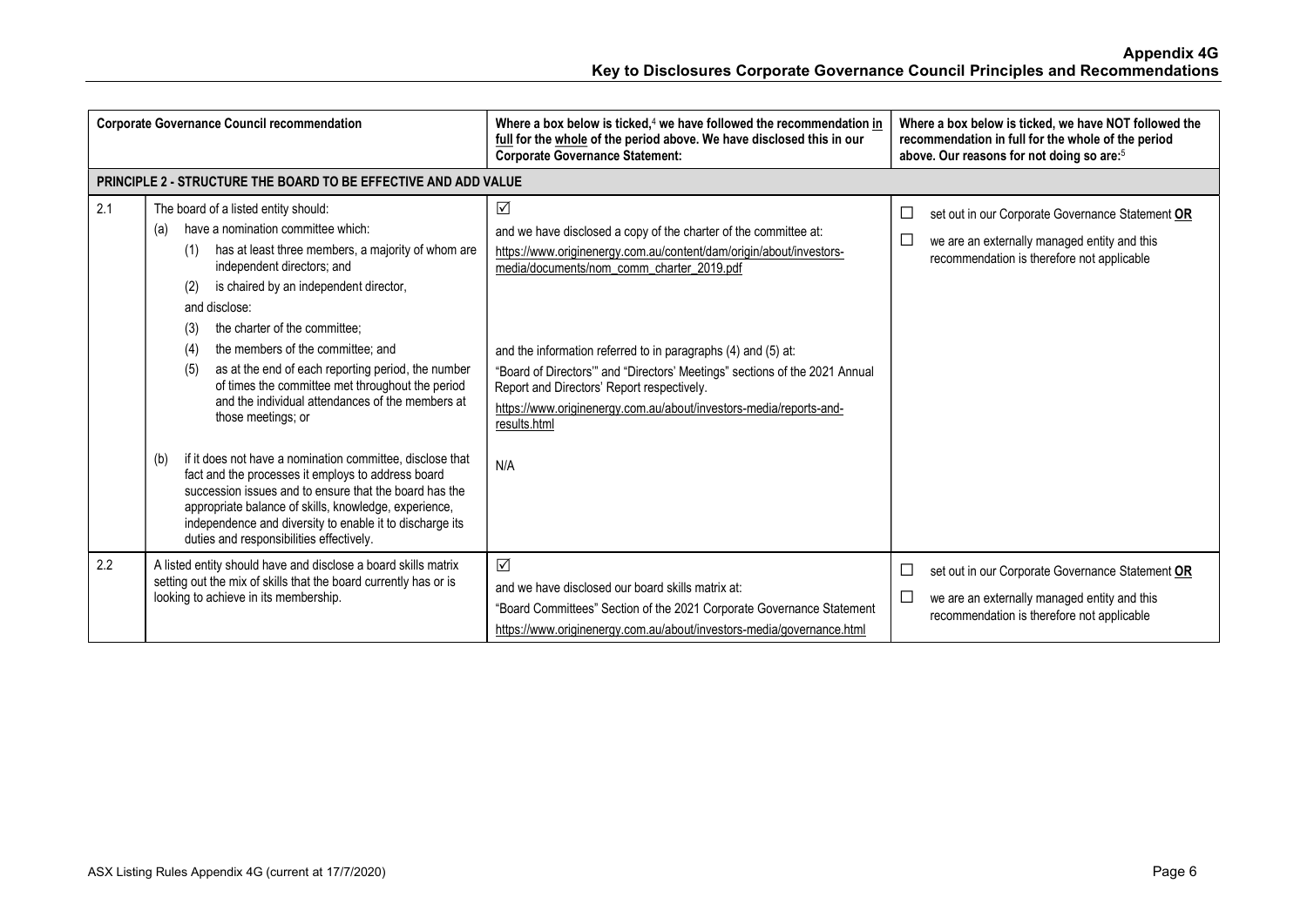## Appendix 4G
## Key to Disclosures Corporate Governance Council Principles and Recommendations

| | Corporate Governance Council recommendation | Where a box below is ticked,[4] we have followed the recommendation in full for the whole of the period above. We have disclosed this in our Corporate Governance Statement: | Where a box below is ticked, we have NOT followed the recommendation in full for the whole of the period above. Our reasons for not doing so are:[5] |
|---|---|---|---|
| **PRINCIPLE 2 - STRUCTURE THE BOARD TO BE EFFECTIVE AND ADD VALUE** | | | |
| 2.1 | The board of a listed entity should:<br>(a) have a nomination committee which:<br>(1) has at least three members, a majority of whom are independent directors; and<br>(2) is chaired by an independent director,<br>and disclose:<br>(3) the charter of the committee;<br>(4) the members of the committee; and<br>(5) as at the end of each reporting period, the number of times the committee met throughout the period and the individual attendances of the members at those meetings; or<br>(b) if it does not have a nomination committee, disclose that fact and the processes it employs to address board succession issues and to ensure that the board has the appropriate balance of skills, knowledge, experience, independence and diversity to enable it to discharge its duties and responsibilities effectively. | ☑<br>and we have disclosed a copy of the charter of the committee at:<br>https://www.originenergy.com.au/content/dam/origin/about/investors-media/documents/nom_comm_charter_2019.pdf<br><br>and the information referred to in paragraphs (4) and (5) at:<br>"Board of Directors'" and "Directors' Meetings" sections of the 2021 Annual Report and Directors' Report respectively.<br>https://www.originenergy.com.au/about/investors-media/reports-and-results.html<br><br>N/A | ☐ set out in our Corporate Governance Statement **OR**<br>☐ we are an externally managed entity and this recommendation is therefore not applicable |
| 2.2 | A listed entity should have and disclose a board skills matrix setting out the mix of skills that the board currently has or is looking to achieve in its membership. | ☑<br>and we have disclosed our board skills matrix at:<br>"Board Committees" Section of the 2021 Corporate Governance Statement<br>https://www.originenergy.com.au/about/investors-media/governance.html | ☐ set out in our Corporate Governance Statement **OR**<br>☐ we are an externally managed entity and this recommendation is therefore not applicable |

ASX Listing Rules Appendix 4G (current at 17/7/2020)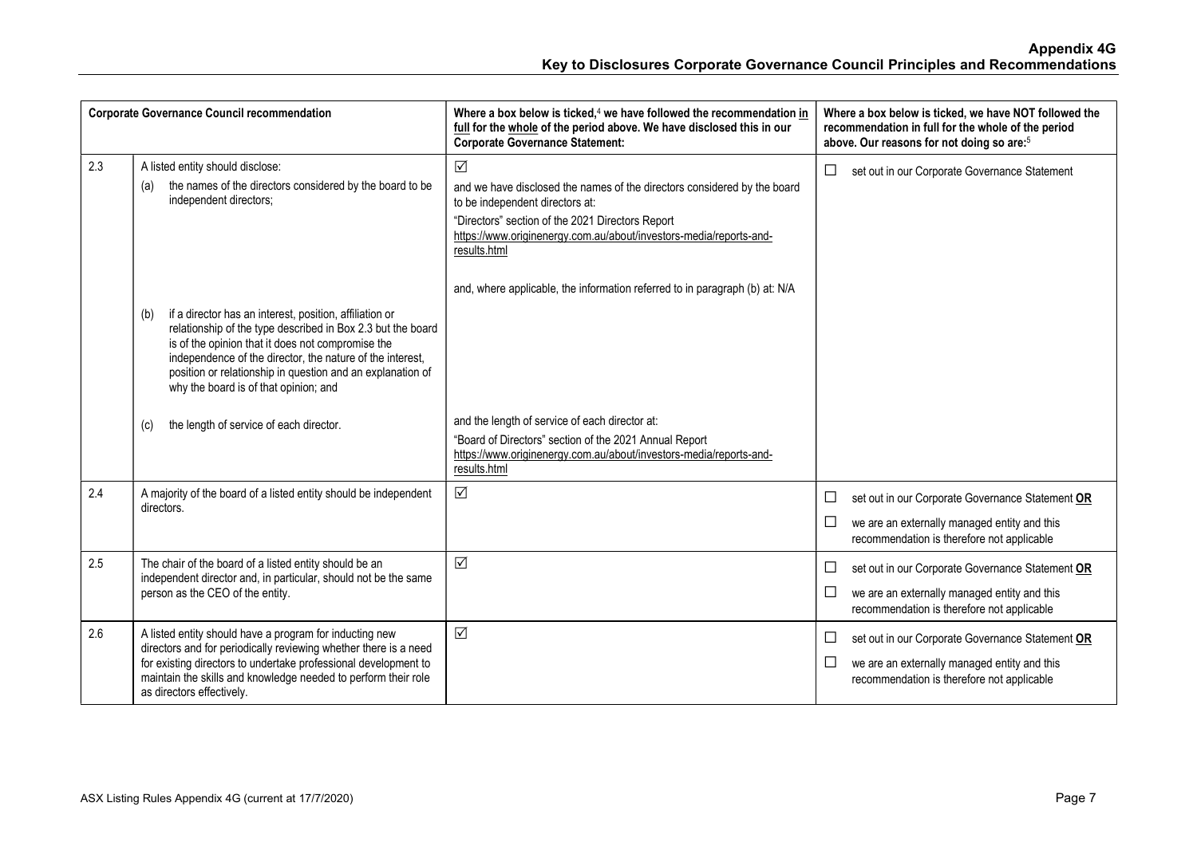## Appendix 4G
## Key to Disclosures Corporate Governance Council Principles and Recommendations

| Corporate Governance Council recommendation | | Where a box below is ticked,[4] we have followed the recommendation **in full** for the **whole** of the period above. We have disclosed this in our Corporate Governance Statement: | Where a box below is ticked, we have NOT followed the recommendation in full for the whole of the period above. Our reasons for not doing so are:[5] |
|---|---|---|---|
| 2.3 | A listed entity should disclose:<br>(a) the names of the directors considered by the board to be independent directors;<br>(b) if a director has an interest, position, affiliation or relationship of the type described in Box 2.3 but the board is of the opinion that it does not compromise the independence of the director, the nature of the interest, position or relationship in question and an explanation of why the board is of that opinion; and<br>(c) the length of service of each director. | ☑<br>and we have disclosed the names of the directors considered by the board to be independent directors at:<br>"Directors" section of the 2021 Directors Report<br>https://www.originenergy.com.au/about/investors-media/reports-and-results.html<br>and, where applicable, the information referred to in paragraph (b) at: N/A<br>and the length of service of each director at:<br>"Board of Directors" section of the 2021 Annual Report<br>https://www.originenergy.com.au/about/investors-media/reports-and-results.html | ☐ set out in our Corporate Governance Statement |
| 2.4 | A majority of the board of a listed entity should be independent directors. | ☑ | ☐ set out in our Corporate Governance Statement **OR**<br>☐ we are an externally managed entity and this recommendation is therefore not applicable |
| 2.5 | The chair of the board of a listed entity should be an independent director and, in particular, should not be the same person as the CEO of the entity. | ☑ | ☐ set out in our Corporate Governance Statement **OR**<br>☐ we are an externally managed entity and this recommendation is therefore not applicable |
| 2.6 | A listed entity should have a program for inducting new directors and for periodically reviewing whether there is a need for existing directors to undertake professional development to maintain the skills and knowledge needed to perform their role as directors effectively. | ☑ | ☐ set out in our Corporate Governance Statement **OR**<br>☐ we are an externally managed entity and this recommendation is therefore not applicable |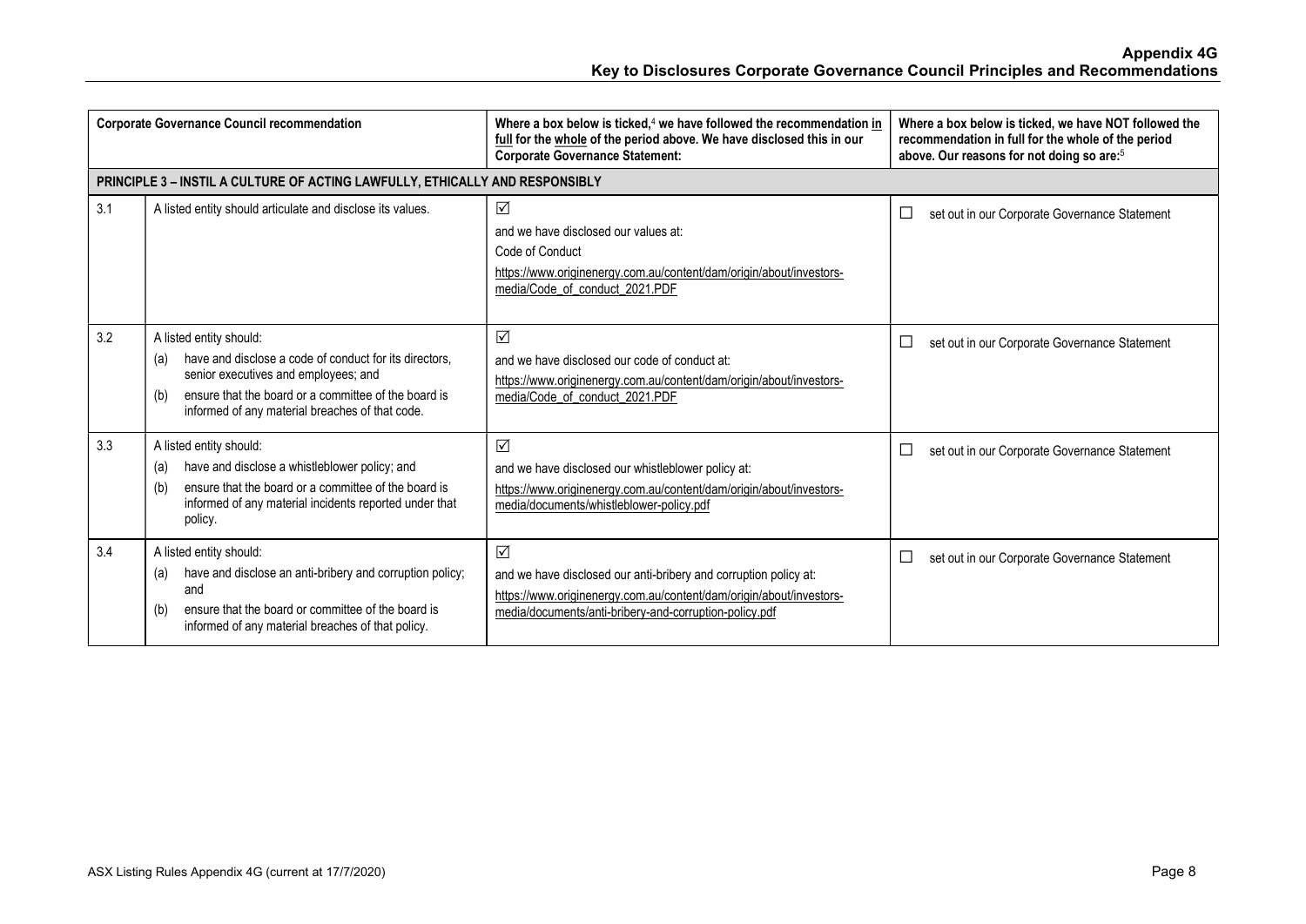**Appendix 4G**
**Key to Disclosures Corporate Governance Council Principles and Recommendations**

| Corporate Governance Council recommendation | | Where a box below is ticked,[4] we have followed the recommendation in full for the whole of the period above. We have disclosed this in our Corporate Governance Statement: | Where a box below is ticked, we have NOT followed the recommendation in full for the whole of the period above. Our reasons for not doing so are:[5] |
|---|---|---|---|
| **PRINCIPLE 3 – INSTIL A CULTURE OF ACTING LAWFULLY, ETHICALLY AND RESPONSIBLY** | | | |
| 3.1 | A listed entity should articulate and disclose its values. | ☑ and we have disclosed our values at: Code of Conduct https://www.originenergy.com.au/content/dam/origin/about/investors-media/Code_of_conduct_2021.PDF | ☐ set out in our Corporate Governance Statement |
| 3.2 | A listed entity should: (a) have and disclose a code of conduct for its directors, senior executives and employees; and (b) ensure that the board or a committee of the board is informed of any material breaches of that code. | ☑ and we have disclosed our code of conduct at: https://www.originenergy.com.au/content/dam/origin/about/investors-media/Code_of_conduct_2021.PDF | ☐ set out in our Corporate Governance Statement |
| 3.3 | A listed entity should: (a) have and disclose a whistleblower policy; and (b) ensure that the board or a committee of the board is informed of any material incidents reported under that policy. | ☑ and we have disclosed our whistleblower policy at: https://www.originenergy.com.au/content/dam/origin/about/investors-media/documents/whistleblower-policy.pdf | ☐ set out in our Corporate Governance Statement |
| 3.4 | A listed entity should: (a) have and disclose an anti-bribery and corruption policy; and (b) ensure that the board or committee of the board is informed of any material breaches of that policy. | ☑ and we have disclosed our anti-bribery and corruption policy at: https://www.originenergy.com.au/content/dam/origin/about/investors-media/documents/anti-bribery-and-corruption-policy.pdf | ☐ set out in our Corporate Governance Statement |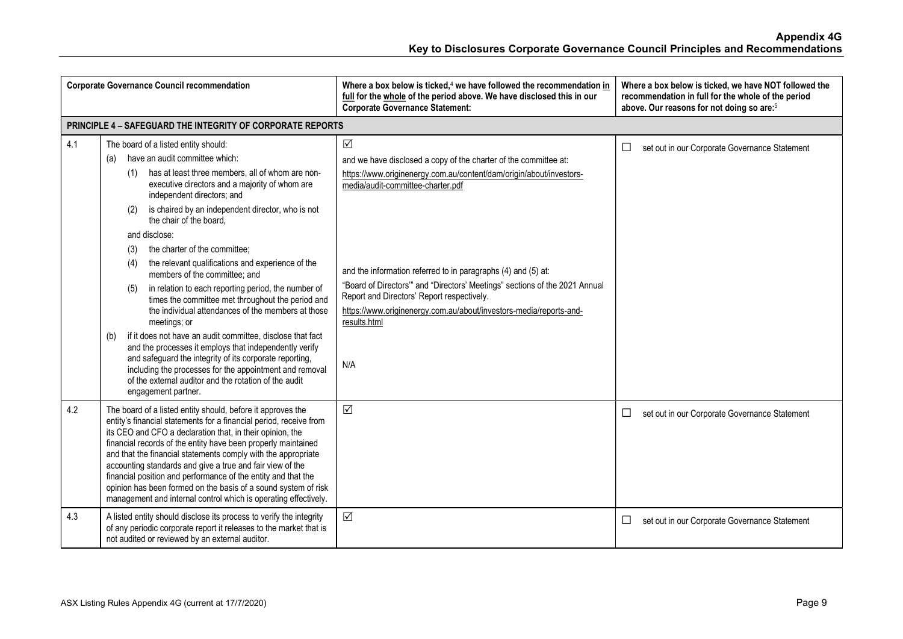**Appendix 4G**
**Key to Disclosures Corporate Governance Council Principles and Recommendations**

| Corporate Governance Council recommendation | | Where a box below is ticked,[4] we have followed the recommendation in full for the whole of the period above. We have disclosed this in our Corporate Governance Statement: | Where a box below is ticked, we have NOT followed the recommendation in full for the whole of the period above. Our reasons for not doing so are:[5] |
|---|---|---|---|
| **PRINCIPLE 4 – SAFEGUARD THE INTEGRITY OF CORPORATE REPORTS** | | | |
| 4.1 | The board of a listed entity should:<br>(a) have an audit committee which:<br>(1) has at least three members, all of whom are non-executive directors and a majority of whom are independent directors; and<br>(2) is chaired by an independent director, who is not the chair of the board,<br>and disclose:<br>(3) the charter of the committee;<br>(4) the relevant qualifications and experience of the members of the committee; and<br>(5) in relation to each reporting period, the number of times the committee met throughout the period and the individual attendances of the members at those meetings; or<br>(b) if it does not have an audit committee, disclose that fact and the processes it employs that independently verify and safeguard the integrity of its corporate reporting, including the processes for the appointment and removal of the external auditor and the rotation of the audit engagement partner. | ☑<br>and we have disclosed a copy of the charter of the committee at:<br>https://www.originenergy.com.au/content/dam/origin/about/investors-media/audit-committee-charter.pdf<br><br>and the information referred to in paragraphs (4) and (5) at:<br>"Board of Directors'" and "Directors' Meetings" sections of the 2021 Annual Report and Directors' Report respectively.<br>https://www.originenergy.com.au/about/investors-media/reports-and-results.html<br><br>N/A | ☐ set out in our Corporate Governance Statement |
| 4.2 | The board of a listed entity should, before it approves the entity's financial statements for a financial period, receive from its CEO and CFO a declaration that, in their opinion, the financial records of the entity have been properly maintained and that the financial statements comply with the appropriate accounting standards and give a true and fair view of the financial position and performance of the entity and that the opinion has been formed on the basis of a sound system of risk management and internal control which is operating effectively. | ☑ | ☐ set out in our Corporate Governance Statement |
| 4.3 | A listed entity should disclose its process to verify the integrity of any periodic corporate report it releases to the market that is not audited or reviewed by an external auditor. | ☑ | ☐ set out in our Corporate Governance Statement |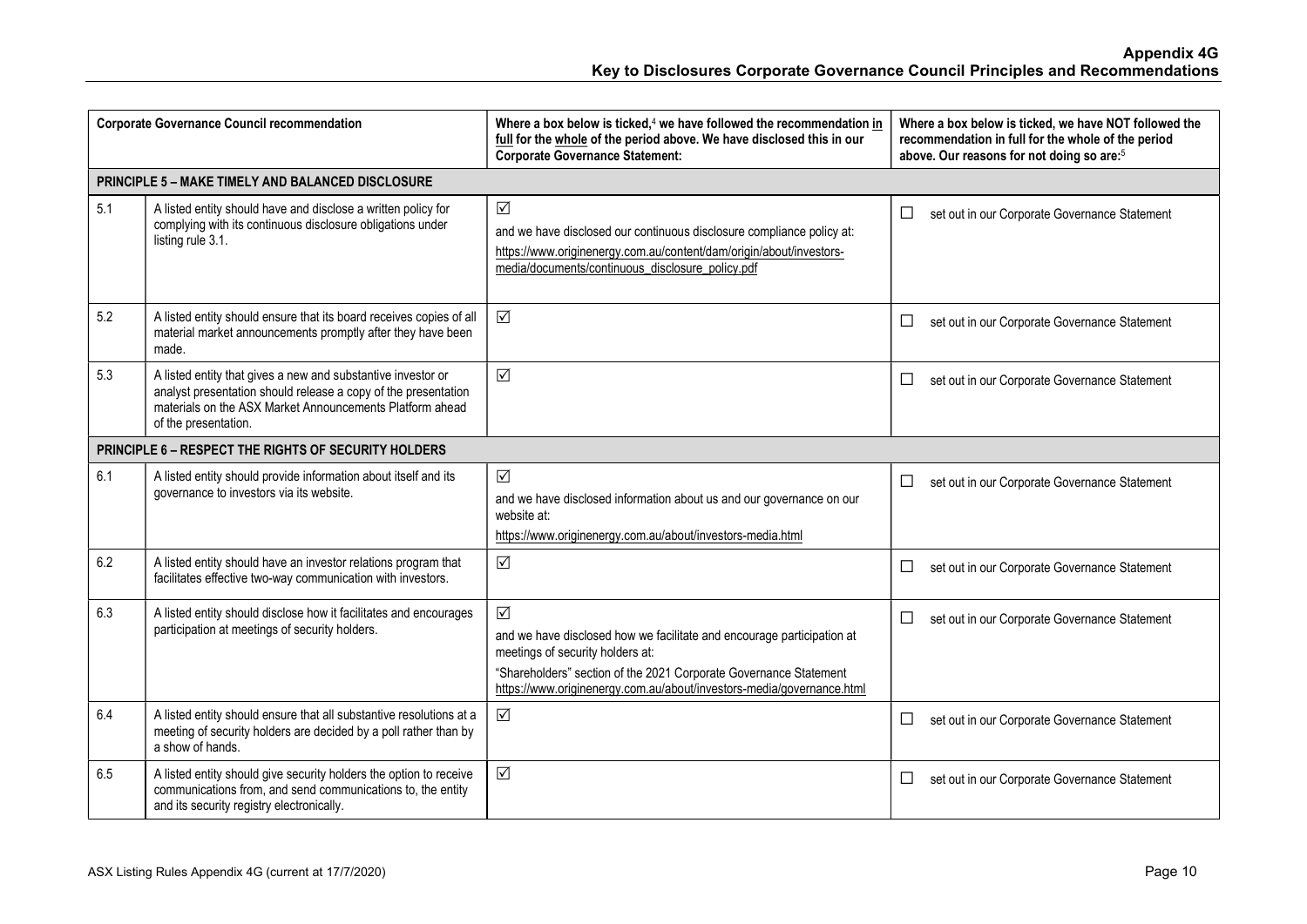## Appendix 4G
## Key to Disclosures Corporate Governance Council Principles and Recommendations

| Corporate Governance Council recommendation | | Where a box below is ticked,[4] we have followed the recommendation in full for the whole of the period above. We have disclosed this in our Corporate Governance Statement: | Where a box below is ticked, we have NOT followed the recommendation in full for the whole of the period above. Our reasons for not doing so are:[5] |
|---|---|---|---|
| **PRINCIPLE 5 – MAKE TIMELY AND BALANCED DISCLOSURE** | | | |
| 5.1 | A listed entity should have and disclose a written policy for complying with its continuous disclosure obligations under listing rule 3.1. | ☑ and we have disclosed our continuous disclosure compliance policy at: https://www.originenergy.com.au/content/dam/origin/about/investors-media/documents/continuous_disclosure_policy.pdf | ☐ set out in our Corporate Governance Statement |
| 5.2 | A listed entity should ensure that its board receives copies of all material market announcements promptly after they have been made. | ☑ | ☐ set out in our Corporate Governance Statement |
| 5.3 | A listed entity that gives a new and substantive investor or analyst presentation should release a copy of the presentation materials on the ASX Market Announcements Platform ahead of the presentation. | ☑ | ☐ set out in our Corporate Governance Statement |
| **PRINCIPLE 6 – RESPECT THE RIGHTS OF SECURITY HOLDERS** | | | |
| 6.1 | A listed entity should provide information about itself and its governance to investors via its website. | ☑ and we have disclosed information about us and our governance on our website at: https://www.originenergy.com.au/about/investors-media.html | ☐ set out in our Corporate Governance Statement |
| 6.2 | A listed entity should have an investor relations program that facilitates effective two-way communication with investors. | ☑ | ☐ set out in our Corporate Governance Statement |
| 6.3 | A listed entity should disclose how it facilitates and encourages participation at meetings of security holders. | ☑ and we have disclosed how we facilitate and encourage participation at meetings of security holders at: "Shareholders" section of the 2021 Corporate Governance Statement https://www.originenergy.com.au/about/investors-media/governance.html | ☐ set out in our Corporate Governance Statement |
| 6.4 | A listed entity should ensure that all substantive resolutions at a meeting of security holders are decided by a poll rather than by a show of hands. | ☑ | ☐ set out in our Corporate Governance Statement |
| 6.5 | A listed entity should give security holders the option to receive communications from, and send communications to, the entity and its security registry electronically. | ☑ | ☐ set out in our Corporate Governance Statement |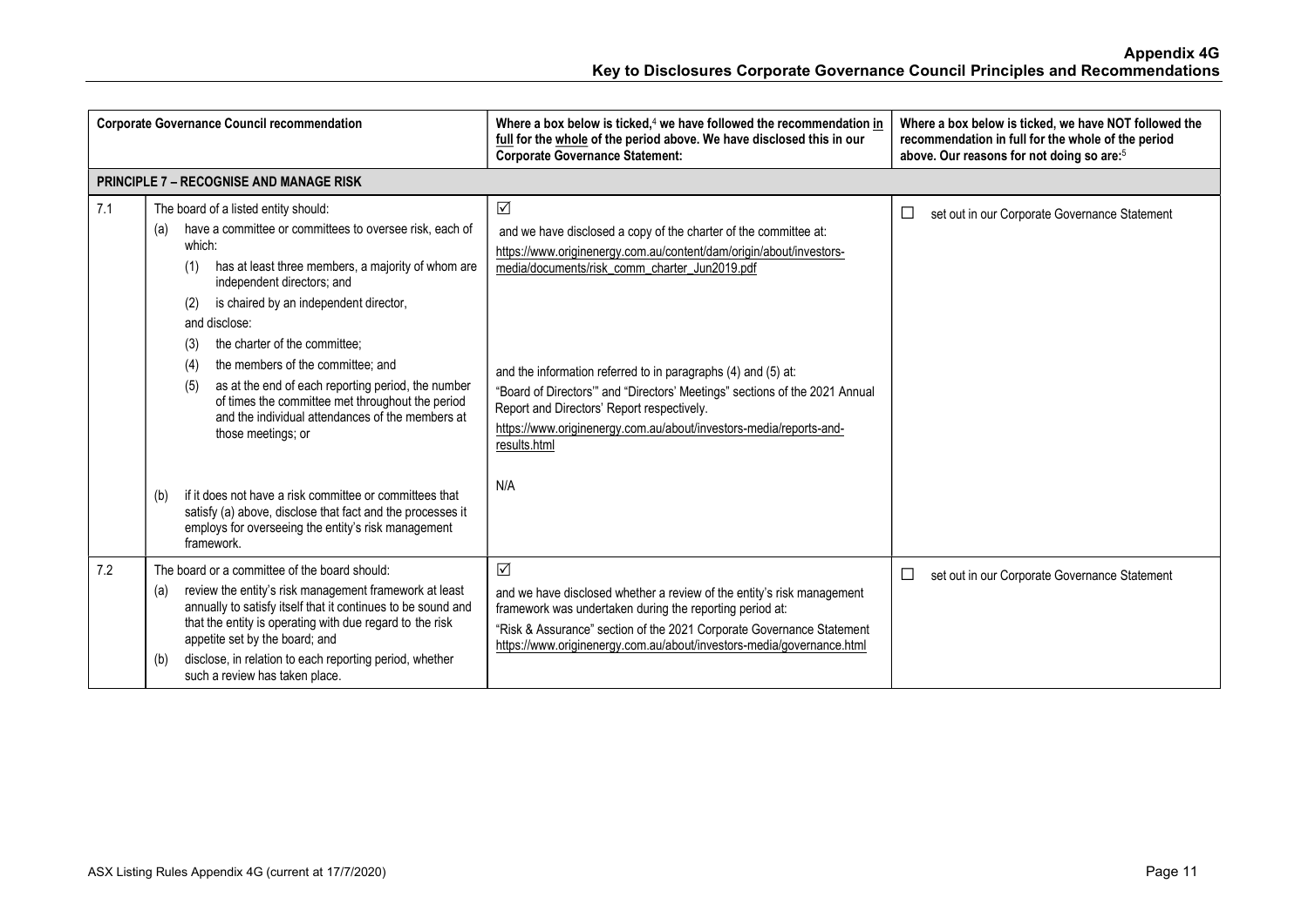# Appendix 4G
## Key to Disclosures Corporate Governance Council Principles and Recommendations

| Corporate Governance Council recommendation | | Where a box below is ticked,[4] we have followed the recommendation in full for the whole of the period above. We have disclosed this in our Corporate Governance Statement: | Where a box below is ticked, we have NOT followed the recommendation in full for the whole of the period above. Our reasons for not doing so are:[5] |
|---|---|---|---|
| **PRINCIPLE 7 – RECOGNISE AND MANAGE RISK** | | | |
| 7.1 | The board of a listed entity should:<br>(a) have a committee or committees to oversee risk, each of which:<br>(1) has at least three members, a majority of whom are independent directors; and<br>(2) is chaired by an independent director,<br>and disclose:<br>(3) the charter of the committee;<br>(4) the members of the committee; and<br>(5) as at the end of each reporting period, the number of times the committee met throughout the period and the individual attendances of the members at those meetings; or<br>(b) if it does not have a risk committee or committees that satisfy (a) above, disclose that fact and the processes it employs for overseeing the entity's risk management framework. | ☑<br>and we have disclosed a copy of the charter of the committee at:<br>https://www.originenergy.com.au/content/dam/origin/about/investors-media/documents/risk_comm_charter_Jun2019.pdf<br>and the information referred to in paragraphs (4) and (5) at:<br>"Board of Directors'" and "Directors' Meetings" sections of the 2021 Annual Report and Directors' Report respectively.<br>https://www.originenergy.com.au/about/investors-media/reports-and-results.html<br>N/A | ☐ set out in our Corporate Governance Statement |
| 7.2 | The board or a committee of the board should:<br>(a) review the entity's risk management framework at least annually to satisfy itself that it continues to be sound and that the entity is operating with due regard to the risk appetite set by the board; and<br>(b) disclose, in relation to each reporting period, whether such a review has taken place. | ☑<br>and we have disclosed whether a review of the entity's risk management framework was undertaken during the reporting period at:<br>"Risk & Assurance" section of the 2021 Corporate Governance Statement<br>https://www.originenergy.com.au/about/investors-media/governance.html | ☐ set out in our Corporate Governance Statement |

ASX Listing Rules Appendix 4G (current at 17/7/2020)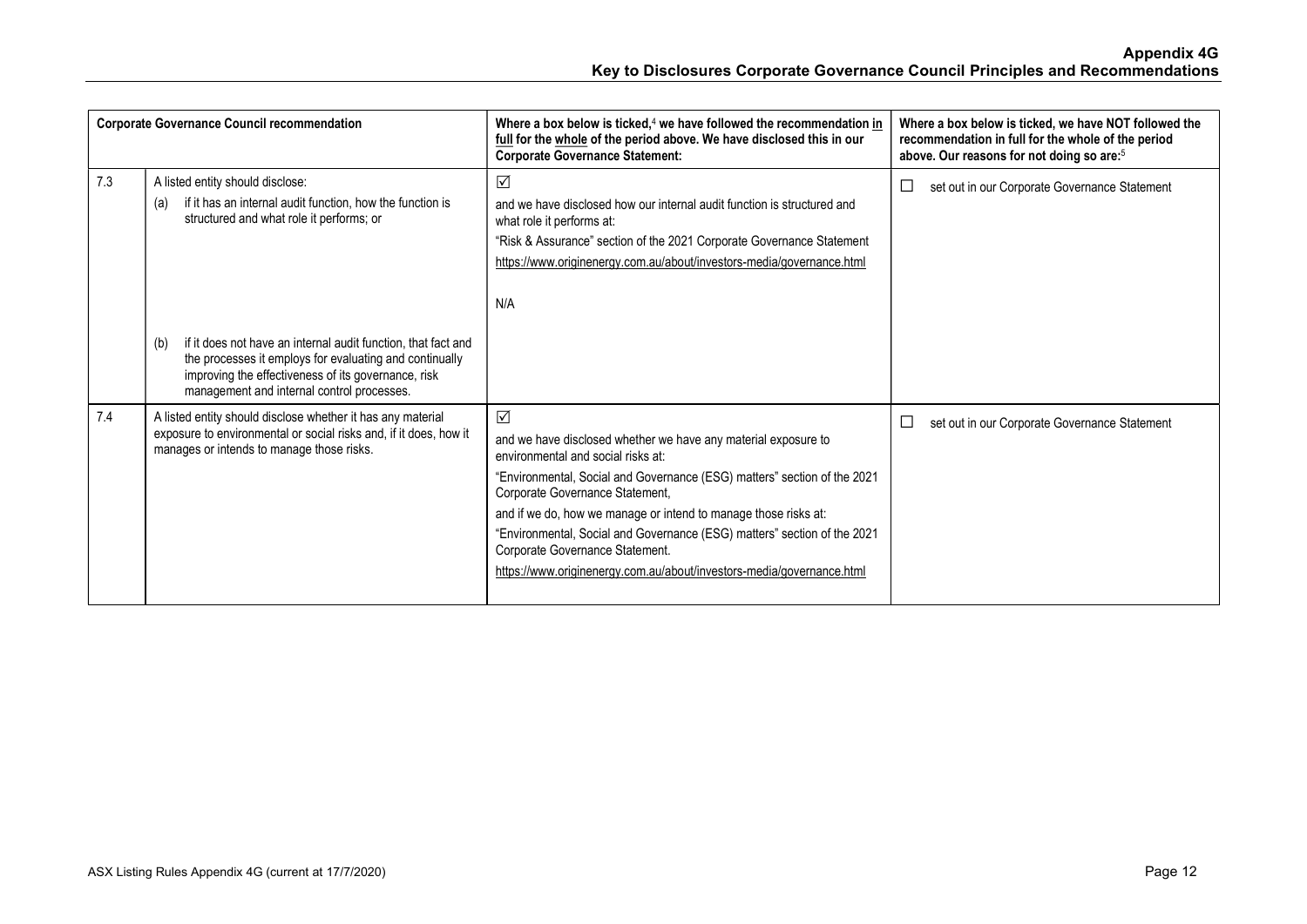| | Corporate Governance Council recommendation | Where a box below is ticked,[4] we have followed the recommendation in full for the whole of the period above. We have disclosed this in our Corporate Governance Statement: | Where a box below is ticked, we have NOT followed the recommendation in full for the whole of the period above. Our reasons for not doing so are:[5] |
|---|---|---|---|
| 7.3 | A listed entity should disclose:<br>(a) if it has an internal audit function, how the function is structured and what role it performs; or<br><br>(b) if it does not have an internal audit function, that fact and the processes it employs for evaluating and continually improving the effectiveness of its governance, risk management and internal control processes. | ☑<br>and we have disclosed how our internal audit function is structured and what role it performs at:<br>"Risk & Assurance" section of the 2021 Corporate Governance Statement<br>https://www.originenergy.com.au/about/investors-media/governance.html<br><br>N/A | ☐ set out in our Corporate Governance Statement |
| 7.4 | A listed entity should disclose whether it has any material exposure to environmental or social risks and, if it does, how it manages or intends to manage those risks. | ☑<br>and we have disclosed whether we have any material exposure to environmental and social risks at:<br>"Environmental, Social and Governance (ESG) matters" section of the 2021 Corporate Governance Statement,<br>and if we do, how we manage or intend to manage those risks at:<br>"Environmental, Social and Governance (ESG) matters" section of the 2021 Corporate Governance Statement.<br>https://www.originenergy.com.au/about/investors-media/governance.html | ☐ set out in our Corporate Governance Statement |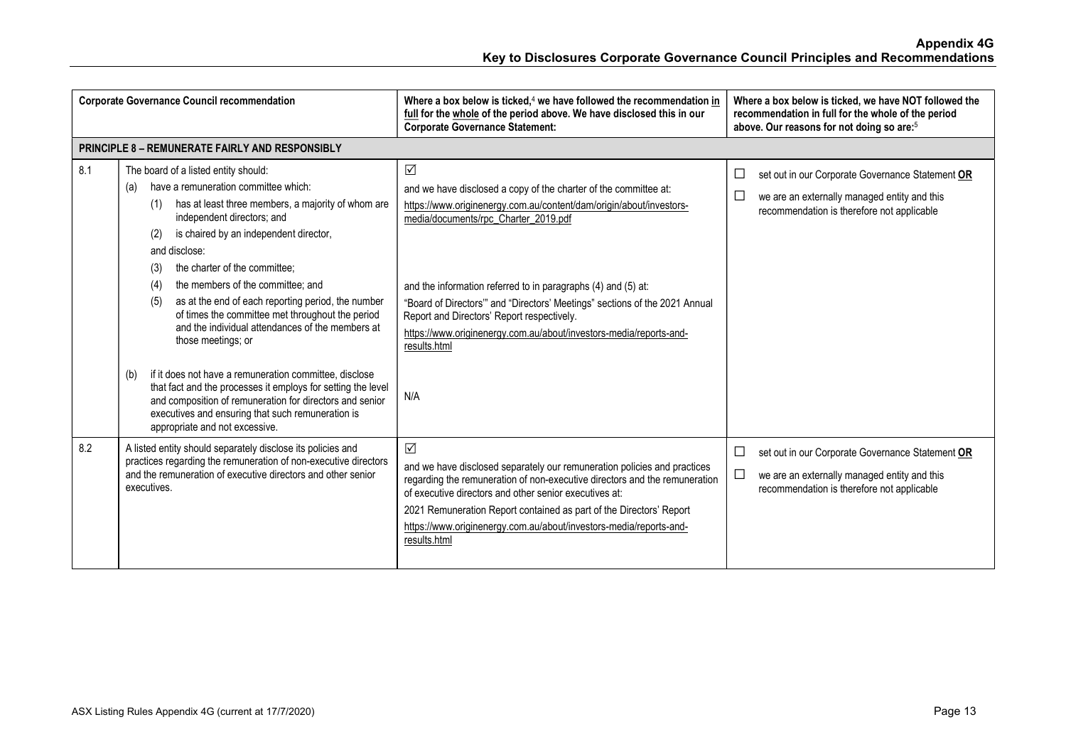| | Corporate Governance Council recommendation | Where a box below is ticked,[4] we have followed the recommendation in full for the whole of the period above. We have disclosed this in our Corporate Governance Statement: | Where a box below is ticked, we have NOT followed the recommendation in full for the whole of the period above. Our reasons for not doing so are:[5] |
|---|---|---|---|
| **PRINCIPLE 8 – REMUNERATE FAIRLY AND RESPONSIBLY** | | | |
| 8.1 | The board of a listed entity should:<br>(a) have a remuneration committee which:<br>(1) has at least three members, a majority of whom are independent directors; and<br>(2) is chaired by an independent director,<br>and disclose:<br>(3) the charter of the committee;<br>(4) the members of the committee; and<br>(5) as at the end of each reporting period, the number of times the committee met throughout the period and the individual attendances of the members at those meetings; or<br>(b) if it does not have a remuneration committee, disclose that fact and the processes it employs for setting the level and composition of remuneration for directors and senior executives and ensuring that such remuneration is appropriate and not excessive. | ☑<br>and we have disclosed a copy of the charter of the committee at:<br>https://www.originenergy.com.au/content/dam/origin/about/investors-media/documents/rpc_Charter_2019.pdf<br>and the information referred to in paragraphs (4) and (5) at:<br>"Board of Directors'" and "Directors' Meetings" sections of the 2021 Annual Report and Directors' Report respectively.<br>https://www.originenergy.com.au/about/investors-media/reports-and-results.html<br>N/A | ☐ set out in our Corporate Governance Statement **OR**<br>☐ we are an externally managed entity and this recommendation is therefore not applicable |
| 8.2 | A listed entity should separately disclose its policies and practices regarding the remuneration of non-executive directors and the remuneration of executive directors and other senior executives. | ☑<br>and we have disclosed separately our remuneration policies and practices regarding the remuneration of non-executive directors and the remuneration of executive directors and other senior executives at:<br>2021 Remuneration Report contained as part of the Directors' Report<br>https://www.originenergy.com.au/about/investors-media/reports-and-results.html | ☐ set out in our Corporate Governance Statement **OR**<br>☐ we are an externally managed entity and this recommendation is therefore not applicable |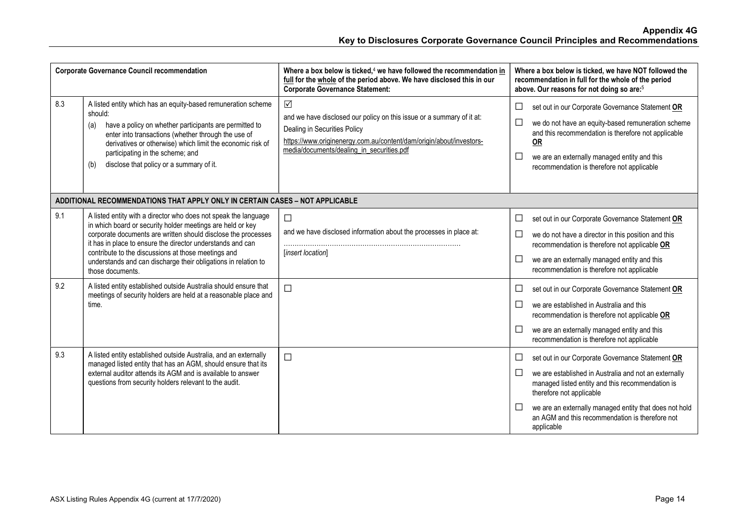| Corporate Governance Council recommendation | | Where a box below is ticked,[4] we have followed the recommendation in full for the whole of the period above. We have disclosed this in our Corporate Governance Statement: | Where a box below is ticked, we have NOT followed the recommendation in full for the whole of the period above. Our reasons for not doing so are:[5] |
|---|---|---|---|
| 8.3 | A listed entity which has an equity-based remuneration scheme should:<br>(a) have a policy on whether participants are permitted to enter into transactions (whether through the use of derivatives or otherwise) which limit the economic risk of participating in the scheme; and<br>(b) disclose that policy or a summary of it. | ☑<br>and we have disclosed our policy on this issue or a summary of it at:<br>Dealing in Securities Policy<br>https://www.originenergy.com.au/content/dam/origin/about/investors-media/documents/dealing_in_securities.pdf | ☐ set out in our Corporate Governance Statement **OR**<br>☐ we do not have an equity-based remuneration scheme and this recommendation is therefore not applicable **OR**<br>☐ we are an externally managed entity and this recommendation is therefore not applicable |
| **ADDITIONAL RECOMMENDATIONS THAT APPLY ONLY IN CERTAIN CASES – NOT APPLICABLE** | | | |
| 9.1 | A listed entity with a director who does not speak the language in which board or security holder meetings are held or key corporate documents are written should disclose the processes it has in place to ensure the director understands and can contribute to the discussions at those meetings and understands and can discharge their obligations in relation to those documents. | ☐<br>and we have disclosed information about the processes in place at:<br>………………………………………………………………<br>[*insert location*] | ☐ set out in our Corporate Governance Statement **OR**<br>☐ we do not have a director in this position and this recommendation is therefore not applicable **OR**<br>☐ we are an externally managed entity and this recommendation is therefore not applicable |
| 9.2 | A listed entity established outside Australia should ensure that meetings of security holders are held at a reasonable place and time. | ☐ | ☐ set out in our Corporate Governance Statement **OR**<br>☐ we are established in Australia and this recommendation is therefore not applicable **OR**<br>☐ we are an externally managed entity and this recommendation is therefore not applicable |
| 9.3 | A listed entity established outside Australia, and an externally managed listed entity that has an AGM, should ensure that its external auditor attends its AGM and is available to answer questions from security holders relevant to the audit. | ☐ | ☐ set out in our Corporate Governance Statement **OR**<br>☐ we are established in Australia and not an externally managed listed entity and this recommendation is therefore not applicable<br>☐ we are an externally managed entity that does not hold an AGM and this recommendation is therefore not applicable |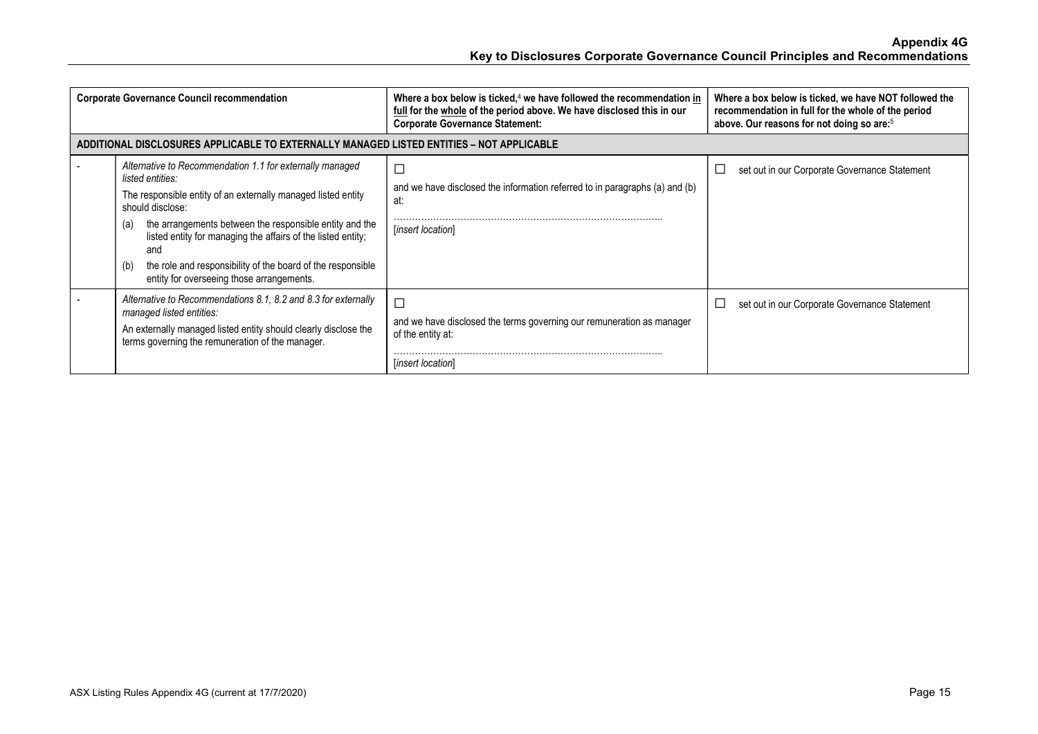| Corporate Governance Council recommendation | | Where a box below is ticked,[4] we have followed the recommendation <u>in full</u> for the <u>whole</u> of the period above. We have disclosed this in our Corporate Governance Statement: | Where a box below is ticked, we have NOT followed the recommendation in full for the whole of the period above. Our reasons for not doing so are:[5] |
|---|---|---|---|
| **ADDITIONAL DISCLOSURES APPLICABLE TO EXTERNALLY MANAGED LISTED ENTITIES – NOT APPLICABLE** | | | |
| - | *Alternative to Recommendation 1.1 for externally managed listed entities:*<br>The responsible entity of an externally managed listed entity should disclose:<br>(a) the arrangements between the responsible entity and the listed entity for managing the affairs of the listed entity; and<br>(b) the role and responsibility of the board of the responsible entity for overseeing those arrangements. | ☐<br>and we have disclosed the information referred to in paragraphs (a) and (b) at:<br>……………………………………………………………………………..<br>[*insert location*] | ☐ set out in our Corporate Governance Statement |
| - | *Alternative to Recommendations 8.1, 8.2 and 8.3 for externally managed listed entities:*<br>An externally managed listed entity should clearly disclose the terms governing the remuneration of the manager. | ☐<br>and we have disclosed the terms governing our remuneration as manager of the entity at:<br>……………………………………………………………………………..<br>[*insert location*] | ☐ set out in our Corporate Governance Statement |